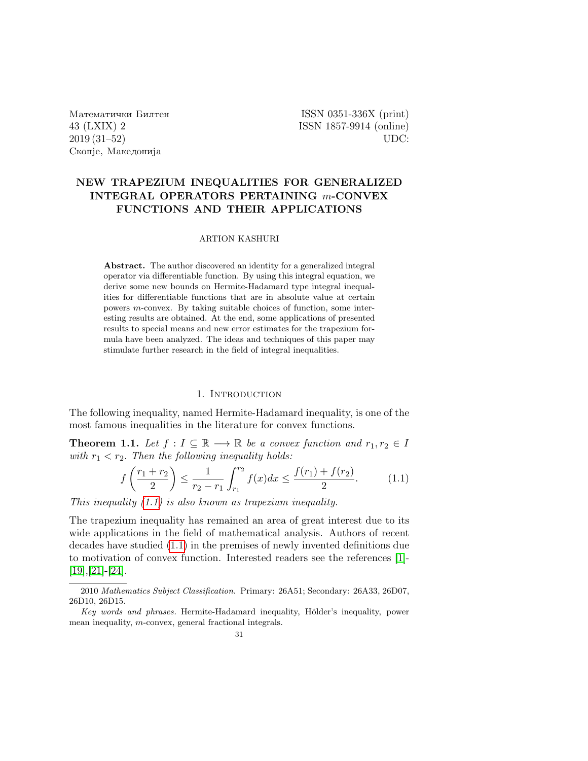Математички Билтен
43 (LXIX) 2
2019 (31–52)
Скопје, Македонија

ISSN 0351-336X (print)
ISSN 1857-9914 (online)
UDC:

# NEW TRAPEZIUM INEQUALITIES FOR GENERALIZED INTEGRAL OPERATORS PERTAINING $m$-CONVEX FUNCTIONS AND THEIR APPLICATIONS

ARTION KASHURI

**Abstract.** The author discovered an identity for a generalized integral operator via differentiable function. By using this integral equation, we derive some new bounds on Hermite-Hadamard type integral inequalities for differentiable functions that are in absolute value at certain powers $m$-convex. By taking suitable choices of function, some interesting results are obtained. At the end, some applications of presented results to special means and new error estimates for the trapezium formula have been analyzed. The ideas and techniques of this paper may stimulate further research in the field of integral inequalities.

## 1. Introduction

The following inequality, named Hermite-Hadamard inequality, is one of the most famous inequalities in the literature for convex functions.

**Theorem 1.1.** *Let $f : I \subseteq \mathbb{R} \longrightarrow \mathbb{R}$ be a convex function and $r_1, r_2 \in I$ with $r_1 < r_2$. Then the following inequality holds:*

$$f\left(\frac{r_1+r_2}{2}\right) \leq \frac{1}{r_2-r_1}\int_{r_1}^{r_2} f(x)dx \leq \frac{f(r_1)+f(r_2)}{2}. \tag{1.1}$$

*This inequality (1.1) is also known as trapezium inequality.*

The trapezium inequality has remained an area of great interest due to its wide applications in the field of mathematical analysis. Authors of recent decades have studied (1.1) in the premises of newly invented definitions due to motivation of convex function. Interested readers see the references [1]-[19],[21]-[24].

---

2010 *Mathematics Subject Classification.* Primary: 26A51; Secondary: 26A33, 26D07, 26D10, 26D15.

*Key words and phrases.* Hermite-Hadamard inequality, Hölder's inequality, power mean inequality, $m$-convex, general fractional integrals.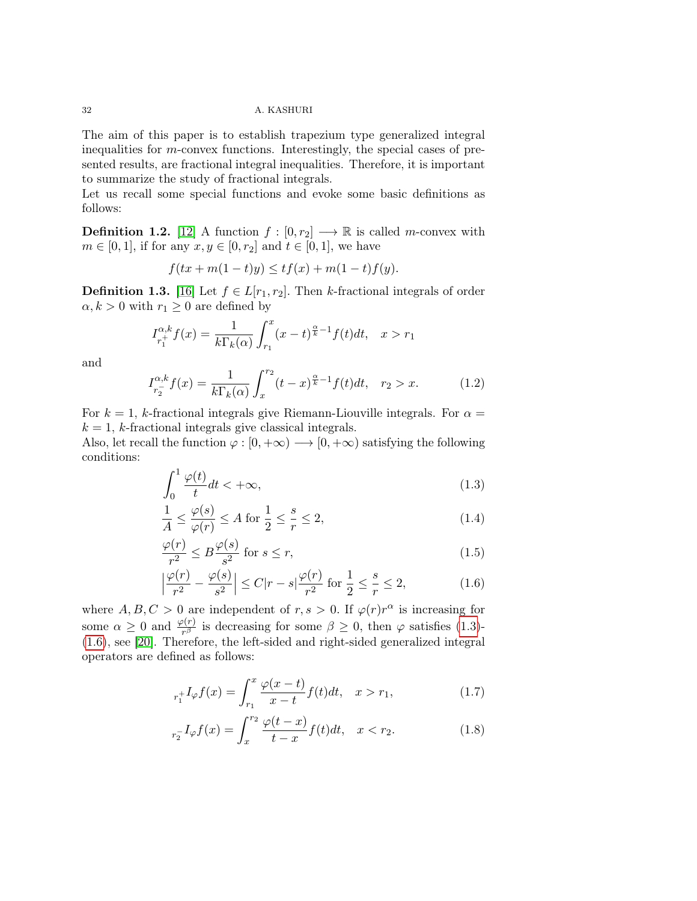The aim of this paper is to establish trapezium type generalized integral inequalities for $m$-convex functions. Interestingly, the special cases of presented results, are fractional integral inequalities. Therefore, it is important to summarize the study of fractional integrals.
Let us recall some special functions and evoke some basic definitions as follows:

**Definition 1.2.** [12] A function $f : [0, r_2] \longrightarrow \mathbb{R}$ is called $m$-convex with $m \in [0, 1]$, if for any $x, y \in [0, r_2]$ and $t \in [0, 1]$, we have

$$f(tx + m(1-t)y) \leq tf(x) + m(1-t)f(y).$$

**Definition 1.3.** [16] Let $f \in L[r_1, r_2]$. Then $k$-fractional integrals of order $\alpha, k > 0$ with $r_1 \geq 0$ are defined by

$$I^{\alpha,k}_{r_1^+} f(x) = \frac{1}{k\Gamma_k(\alpha)} \int_{r_1}^{x} (x-t)^{\frac{\alpha}{k}-1} f(t)dt, \quad x > r_1$$

and

$$I^{\alpha,k}_{r_2^-} f(x) = \frac{1}{k\Gamma_k(\alpha)} \int_{x}^{r_2} (t-x)^{\frac{\alpha}{k}-1} f(t)dt, \quad r_2 > x. \tag{1.2}$$

For $k = 1$, $k$-fractional integrals give Riemann-Liouville integrals. For $\alpha = k = 1$, $k$-fractional integrals give classical integrals.
Also, let recall the function $\varphi : [0, +\infty) \longrightarrow [0, +\infty)$ satisfying the following conditions:

$$\int_0^1 \frac{\varphi(t)}{t} dt < +\infty, \tag{1.3}$$

$$\frac{1}{A} \leq \frac{\varphi(s)}{\varphi(r)} \leq A \text{ for } \frac{1}{2} \leq \frac{s}{r} \leq 2, \tag{1.4}$$

$$\frac{\varphi(r)}{r^2} \leq B \frac{\varphi(s)}{s^2} \text{ for } s \leq r, \tag{1.5}$$

$$\left| \frac{\varphi(r)}{r^2} - \frac{\varphi(s)}{s^2} \right| \leq C|r-s| \frac{\varphi(r)}{r^2} \text{ for } \frac{1}{2} \leq \frac{s}{r} \leq 2, \tag{1.6}$$

where $A, B, C > 0$ are independent of $r, s > 0$. If $\varphi(r)r^{\alpha}$ is increasing for some $\alpha \geq 0$ and $\frac{\varphi(r)}{r^{\beta}}$ is decreasing for some $\beta \geq 0$, then $\varphi$ satisfies (1.3)-(1.6), see [20]. Therefore, the left-sided and right-sided generalized integral operators are defined as follows:

$$_{r_1^+}I_{\varphi} f(x) = \int_{r_1}^{x} \frac{\varphi(x-t)}{x-t} f(t)dt, \quad x > r_1, \tag{1.7}$$

$$_{r_2^-}I_{\varphi} f(x) = \int_{x}^{r_2} \frac{\varphi(t-x)}{t-x} f(t)dt, \quad x < r_2. \tag{1.8}$$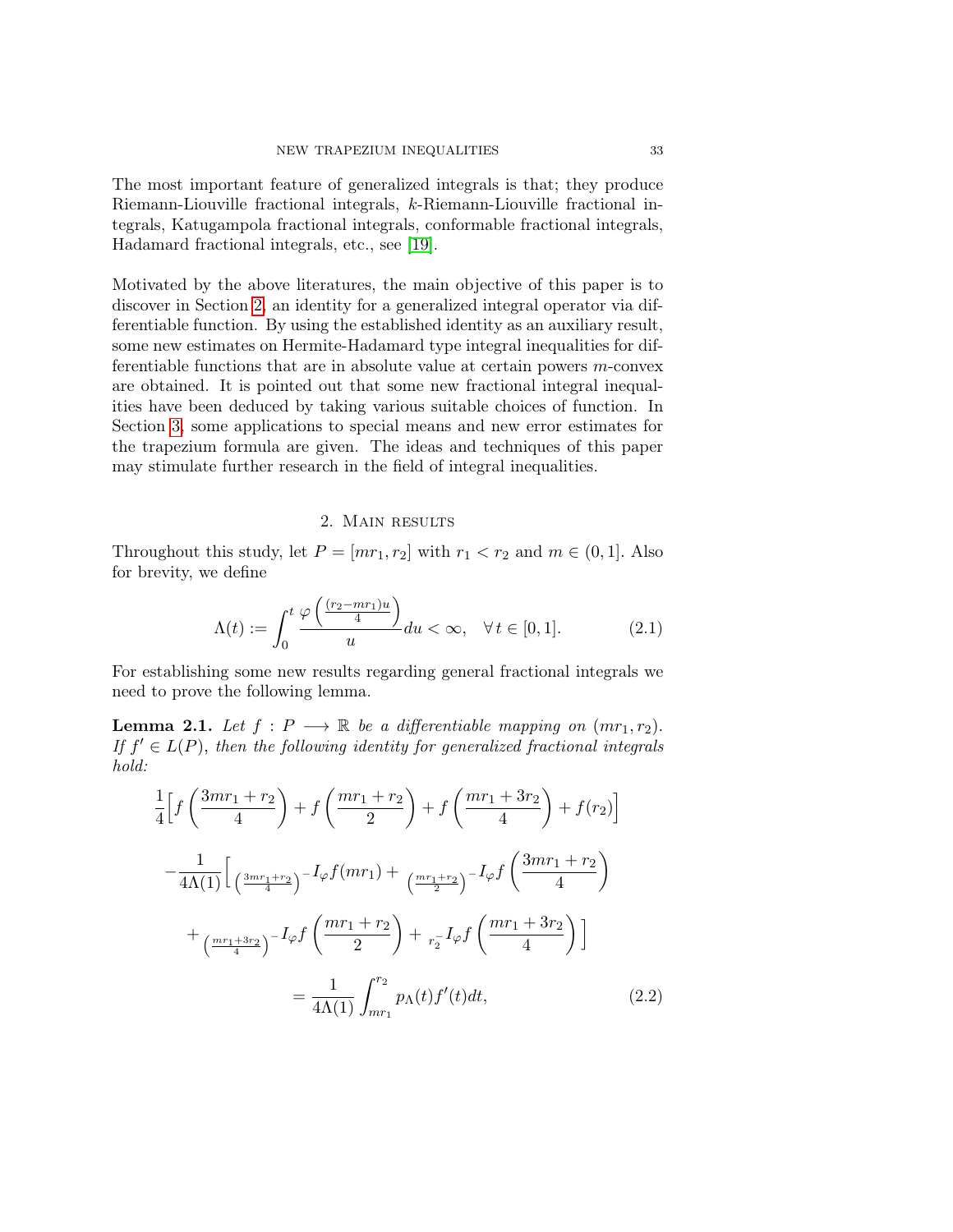The most important feature of generalized integrals is that; they produce Riemann-Liouville fractional integrals, $k$-Riemann-Liouville fractional integrals, Katugampola fractional integrals, conformable fractional integrals, Hadamard fractional integrals, etc., see [19].

Motivated by the above literatures, the main objective of this paper is to discover in Section 2, an identity for a generalized integral operator via differentiable function. By using the established identity as an auxiliary result, some new estimates on Hermite-Hadamard type integral inequalities for differentiable functions that are in absolute value at certain powers $m$-convex are obtained. It is pointed out that some new fractional integral inequalities have been deduced by taking various suitable choices of function. In Section 3, some applications to special means and new error estimates for the trapezium formula are given. The ideas and techniques of this paper may stimulate further research in the field of integral inequalities.

## 2. Main results

Throughout this study, let $P = [mr_1, r_2]$ with $r_1 < r_2$ and $m \in (0, 1]$. Also for brevity, we define

$$\Lambda(t) := \int_0^t \frac{\varphi\left(\frac{(r_2 - mr_1)u}{4}\right)}{u} du < \infty, \quad \forall\, t \in [0, 1]. \tag{2.1}$$

For establishing some new results regarding general fractional integrals we need to prove the following lemma.

**Lemma 2.1.** *Let $f : P \longrightarrow \mathbb{R}$ be a differentiable mapping on $(mr_1, r_2)$. If $f' \in L(P)$, then the following identity for generalized fractional integrals hold:*

$$\begin{aligned}
&\frac{1}{4}\Big[f\left(\frac{3mr_1 + r_2}{4}\right) + f\left(\frac{mr_1 + r_2}{2}\right) + f\left(\frac{mr_1 + 3r_2}{4}\right) + f(r_2)\Big] \\
&-\frac{1}{4\Lambda(1)}\Big[ {}_{\left(\frac{3mr_1+r_2}{4}\right)^-}I_\varphi f(mr_1) + {}_{\left(\frac{mr_1+r_2}{2}\right)^-}I_\varphi f\left(\frac{3mr_1 + r_2}{4}\right) \\
&+ {}_{\left(\frac{mr_1+3r_2}{4}\right)^-}I_\varphi f\left(\frac{mr_1 + r_2}{2}\right) + {}_{r_2^-}I_\varphi f\left(\frac{mr_1 + 3r_2}{4}\right)\Big] \\
&\qquad\qquad = \frac{1}{4\Lambda(1)} \int_{mr_1}^{r_2} p_\Lambda(t) f'(t) dt,
\end{aligned} \tag{2.2}$$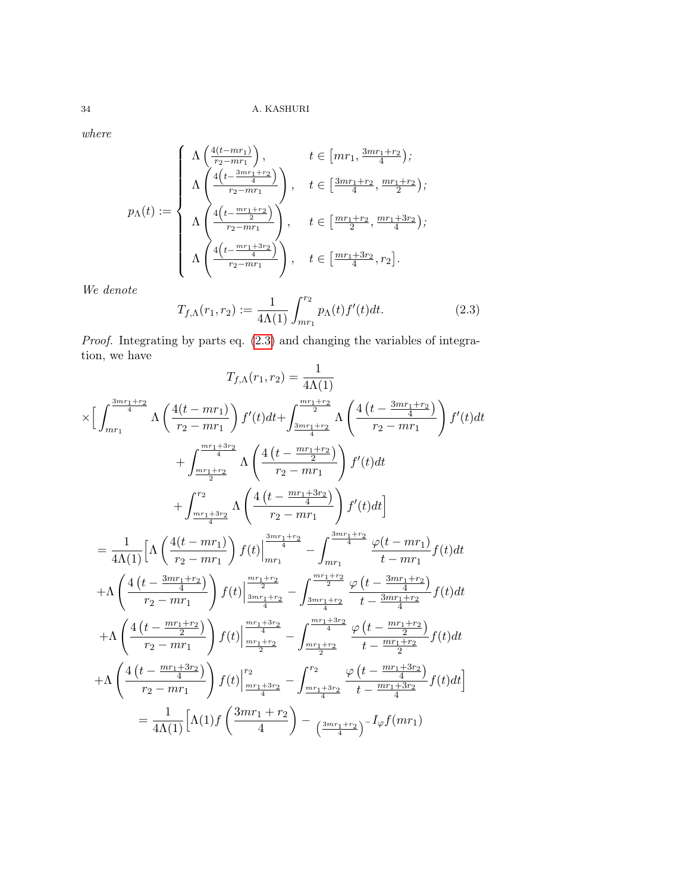*where*

$$p_\Lambda(t) := \begin{cases} \Lambda\left(\frac{4(t-mr_1)}{r_2-mr_1}\right), & t \in \left[mr_1, \frac{3mr_1+r_2}{4}\right); \\ \Lambda\left(\frac{4\left(t-\frac{3mr_1+r_2}{4}\right)}{r_2-mr_1}\right), & t \in \left[\frac{3mr_1+r_2}{4}, \frac{mr_1+r_2}{2}\right); \\ \Lambda\left(\frac{4\left(t-\frac{mr_1+r_2}{2}\right)}{r_2-mr_1}\right), & t \in \left[\frac{mr_1+r_2}{2}, \frac{mr_1+3r_2}{4}\right); \\ \Lambda\left(\frac{4\left(t-\frac{mr_1+3r_2}{4}\right)}{r_2-mr_1}\right), & t \in \left[\frac{mr_1+3r_2}{4}, r_2\right]. \end{cases}$$

*We denote*

$$T_{f,\Lambda}(r_1, r_2) := \frac{1}{4\Lambda(1)} \int_{mr_1}^{r_2} p_\Lambda(t) f'(t) dt. \tag{2.3}$$

*Proof.* Integrating by parts eq. (2.3) and changing the variables of integration, we have

$$T_{f,\Lambda}(r_1, r_2) = \frac{1}{4\Lambda(1)}$$

$$\times \Big[ \int_{mr_1}^{\frac{3mr_1+r_2}{4}} \Lambda\left(\frac{4(t-mr_1)}{r_2-mr_1}\right) f'(t)dt + \int_{\frac{3mr_1+r_2}{4}}^{\frac{mr_1+r_2}{2}} \Lambda\left(\frac{4\left(t-\frac{3mr_1+r_2}{4}\right)}{r_2-mr_1}\right) f'(t)dt$$

$$+ \int_{\frac{mr_1+r_2}{2}}^{\frac{mr_1+3r_2}{4}} \Lambda\left(\frac{4\left(t-\frac{mr_1+r_2}{2}\right)}{r_2-mr_1}\right) f'(t)dt$$

$$+ \int_{\frac{mr_1+3r_2}{4}}^{r_2} \Lambda\left(\frac{4\left(t-\frac{mr_1+3r_2}{4}\right)}{r_2-mr_1}\right) f'(t)dt \Big]$$

$$= \frac{1}{4\Lambda(1)} \Big[ \Lambda\left(\frac{4(t-mr_1)}{r_2-mr_1}\right) f(t)\Big|_{mr_1}^{\frac{3mr_1+r_2}{4}} - \int_{mr_1}^{\frac{3mr_1+r_2}{4}} \frac{\varphi(t-mr_1)}{t-mr_1} f(t)dt$$

$$+ \Lambda\left(\frac{4\left(t-\frac{3mr_1+r_2}{4}\right)}{r_2-mr_1}\right) f(t)\Big|_{\frac{3mr_1+r_2}{4}}^{\frac{mr_1+r_2}{2}} - \int_{\frac{3mr_1+r_2}{4}}^{\frac{mr_1+r_2}{2}} \frac{\varphi\left(t-\frac{3mr_1+r_2}{4}\right)}{t-\frac{3mr_1+r_2}{4}} f(t)dt$$

$$+ \Lambda\left(\frac{4\left(t-\frac{mr_1+r_2}{2}\right)}{r_2-mr_1}\right) f(t)\Big|_{\frac{mr_1+r_2}{2}}^{\frac{mr_1+3r_2}{4}} - \int_{\frac{mr_1+r_2}{2}}^{\frac{mr_1+3r_2}{4}} \frac{\varphi\left(t-\frac{mr_1+r_2}{2}\right)}{t-\frac{mr_1+r_2}{2}} f(t)dt$$

$$+ \Lambda\left(\frac{4\left(t-\frac{mr_1+3r_2}{4}\right)}{r_2-mr_1}\right) f(t)\Big|_{\frac{mr_1+3r_2}{4}}^{r_2} - \int_{\frac{mr_1+3r_2}{4}}^{r_2} \frac{\varphi\left(t-\frac{mr_1+3r_2}{4}\right)}{t-\frac{mr_1+3r_2}{4}} f(t)dt \Big]$$

$$= \frac{1}{4\Lambda(1)} \Big[ \Lambda(1) f\left(\frac{3mr_1+r_2}{4}\right) - {}_{\left(\frac{3mr_1+r_2}{4}\right)^-}I_\varphi f(mr_1)$$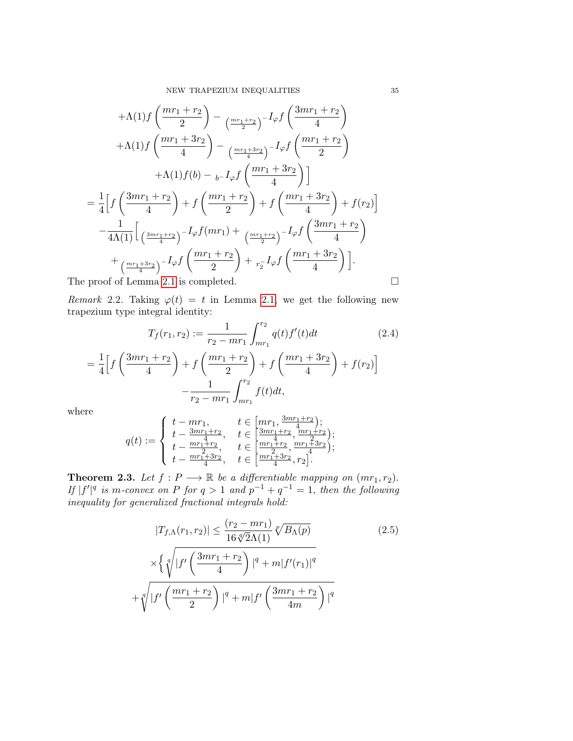$$+\Lambda(1) f\left(\frac{mr_1+r_2}{2}\right) - {}_{\left(\frac{mr_1+r_2}{2}\right)^-}I_\varphi f\left(\frac{3mr_1+r_2}{4}\right)$$

$$+\Lambda(1) f\left(\frac{mr_1+3r_2}{4}\right) - {}_{\left(\frac{mr_1+3r_2}{4}\right)^-}I_\varphi f\left(\frac{mr_1+r_2}{2}\right)$$

$$+\Lambda(1) f(b) - {}_{b^-}I_\varphi f\left(\frac{mr_1+3r_2}{4}\right)\Big]$$

$$= \frac{1}{4}\Big[f\left(\frac{3mr_1+r_2}{4}\right) + f\left(\frac{mr_1+r_2}{2}\right) + f\left(\frac{mr_1+3r_2}{4}\right) + f(r_2)\Big]$$

$$-\frac{1}{4\Lambda(1)}\Big[{}_{\left(\frac{3mr_1+r_2}{4}\right)^-}I_\varphi f(mr_1) + {}_{\left(\frac{mr_1+r_2}{2}\right)^-}I_\varphi f\left(\frac{3mr_1+r_2}{4}\right)$$

$$+ {}_{\left(\frac{mr_1+3r_2}{4}\right)^-}I_\varphi f\left(\frac{mr_1+r_2}{2}\right) + {}_{r_2^-}I_\varphi f\left(\frac{mr_1+3r_2}{4}\right)\Big].$$

The proof of Lemma 2.1 is completed. □

*Remark* 2.2. Taking $\varphi(t) = t$ in Lemma 2.1 we get the following new trapezium type integral identity:

$$T_f(r_1, r_2) := \frac{1}{r_2 - mr_1}\int_{mr_1}^{r_2} q(t) f'(t) dt \tag{2.4}$$

$$= \frac{1}{4}\Big[f\left(\frac{3mr_1+r_2}{4}\right) + f\left(\frac{mr_1+r_2}{2}\right) + f\left(\frac{mr_1+3r_2}{4}\right) + f(r_2)\Big]$$

$$-\frac{1}{r_2 - mr_1}\int_{mr_1}^{r_2} f(t) dt,$$

where

$$q(t) := \begin{cases} t - mr_1, & t \in \left[mr_1, \frac{3mr_1+r_2}{4}\right); \\ t - \frac{3mr_1+r_2}{4}, & t \in \left[\frac{3mr_1+r_2}{4}, \frac{mr_1+r_2}{2}\right); \\ t - \frac{mr_1+r_2}{2}, & t \in \left[\frac{mr_1+r_2}{2}, \frac{mr_1+3r_2}{4}\right); \\ t - \frac{mr_1+3r_2}{4}, & t \in \left[\frac{mr_1+3r_2}{4}, r_2\right]. \end{cases}$$

**Theorem 2.3.** *Let $f : P \longrightarrow \mathbb{R}$ be a differentiable mapping on $(mr_1, r_2)$. If $|f'|^q$ is $m$-convex on $P$ for $q > 1$ and $p^{-1} + q^{-1} = 1$, then the following inequality for generalized fractional integrals hold:*

$$|T_{f,\Lambda}(r_1, r_2)| \leq \frac{(r_2 - mr_1)}{16\sqrt[q]{2}\Lambda(1)}\sqrt[p]{B_\Lambda(p)} \tag{2.5}$$

$$\times\Big\{\sqrt[q]{|f'\left(\frac{3mr_1+r_2}{4}\right)|^q + m|f'(r_1)|^q}$$

$$+\sqrt[q]{|f'\left(\frac{mr_1+r_2}{2}\right)|^q + m|f'\left(\frac{3mr_1+r_2}{4m}\right)|^q}$$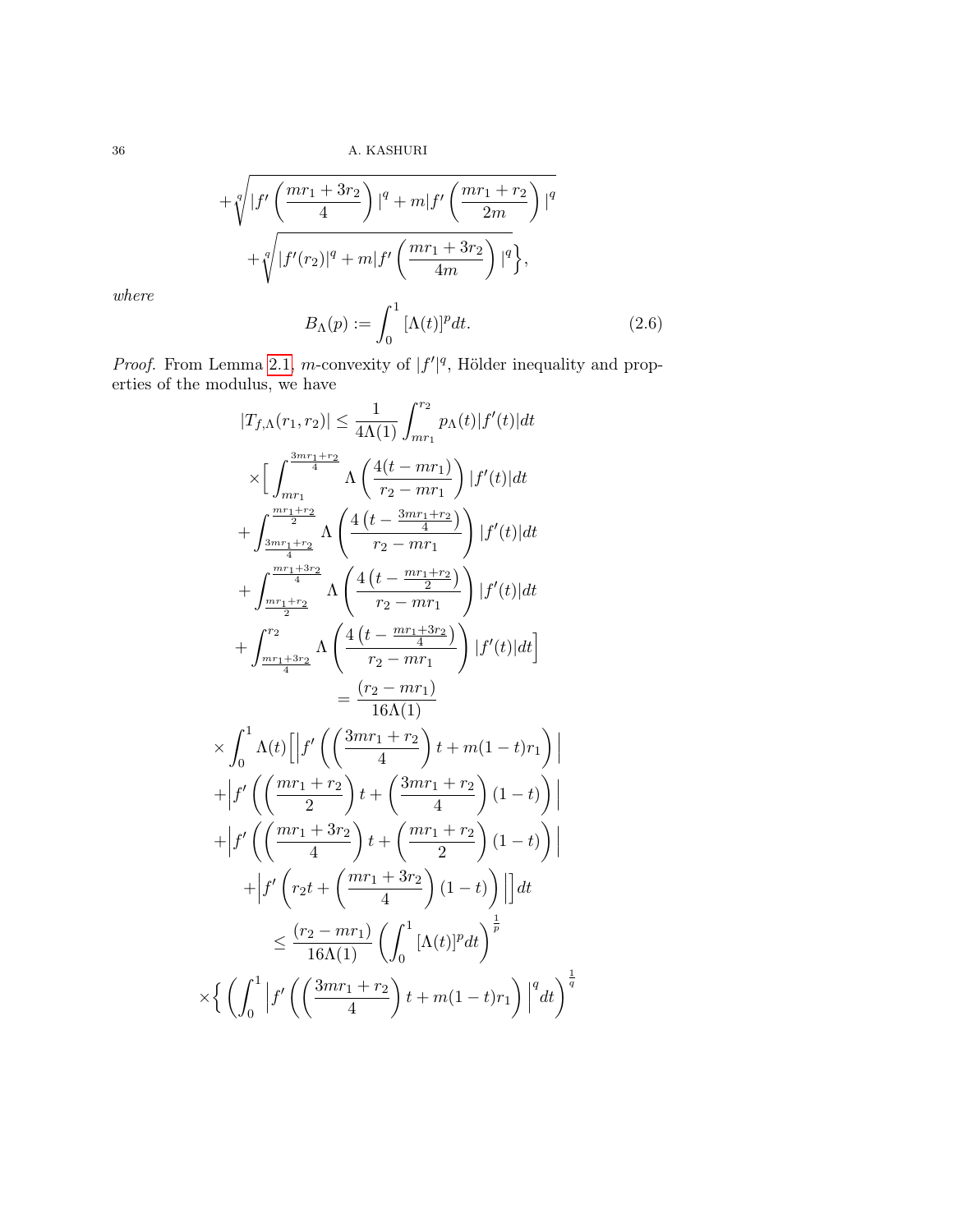$$+\sqrt[q]{|f'\left(\frac{mr_1+3r_2}{4}\right)|^q+m|f'\left(\frac{mr_1+r_2}{2m}\right)|^q}$$
$$+\sqrt[q]{|f'(r_2)|^q+m|f'\left(\frac{mr_1+3r_2}{4m}\right)|^q}\Big\},$$

*where*

$$B_{\Lambda}(p):=\int_0^1[\Lambda(t)]^p dt. \tag{2.6}$$

*Proof.* From Lemma 2.1, $m$-convexity of $|f'|^q$, Hölder inequality and properties of the modulus, we have

$$|T_{f,\Lambda}(r_1,r_2)|\leq \frac{1}{4\Lambda(1)}\int_{mr_1}^{r_2}p_{\Lambda}(t)|f'(t)|dt$$
$$\times\Big[\int_{mr_1}^{\frac{3mr_1+r_2}{4}}\Lambda\left(\frac{4(t-mr_1)}{r_2-mr_1}\right)|f'(t)|dt$$
$$+\int_{\frac{3mr_1+r_2}{4}}^{\frac{mr_1+r_2}{2}}\Lambda\left(\frac{4\left(t-\frac{3mr_1+r_2}{4}\right)}{r_2-mr_1}\right)|f'(t)|dt$$
$$+\int_{\frac{mr_1+r_2}{2}}^{\frac{mr_1+3r_2}{4}}\Lambda\left(\frac{4\left(t-\frac{mr_1+r_2}{2}\right)}{r_2-mr_1}\right)|f'(t)|dt$$
$$+\int_{\frac{mr_1+3r_2}{4}}^{r_2}\Lambda\left(\frac{4\left(t-\frac{mr_1+3r_2}{4}\right)}{r_2-mr_1}\right)|f'(t)|dt\Big]$$
$$=\frac{(r_2-mr_1)}{16\Lambda(1)}$$
$$\times\int_0^1\Lambda(t)\Big[\Big|f'\left(\left(\frac{3mr_1+r_2}{4}\right)t+m(1-t)r_1\right)\Big|$$
$$+\Big|f'\left(\left(\frac{mr_1+r_2}{2}\right)t+\left(\frac{3mr_1+r_2}{4}\right)(1-t)\right)\Big|$$
$$+\Big|f'\left(\left(\frac{mr_1+3r_2}{4}\right)t+\left(\frac{mr_1+r_2}{2}\right)(1-t)\right)\Big|$$
$$+\Big|f'\left(r_2t+\left(\frac{mr_1+3r_2}{4}\right)(1-t)\right)\Big|\Big]dt$$
$$\leq\frac{(r_2-mr_1)}{16\Lambda(1)}\left(\int_0^1[\Lambda(t)]^p dt\right)^{\frac{1}{p}}$$
$$\times\Big\{\left(\int_0^1\Big|f'\left(\left(\frac{3mr_1+r_2}{4}\right)t+m(1-t)r_1\right)\Big|^q dt\right)^{\frac{1}{q}}$$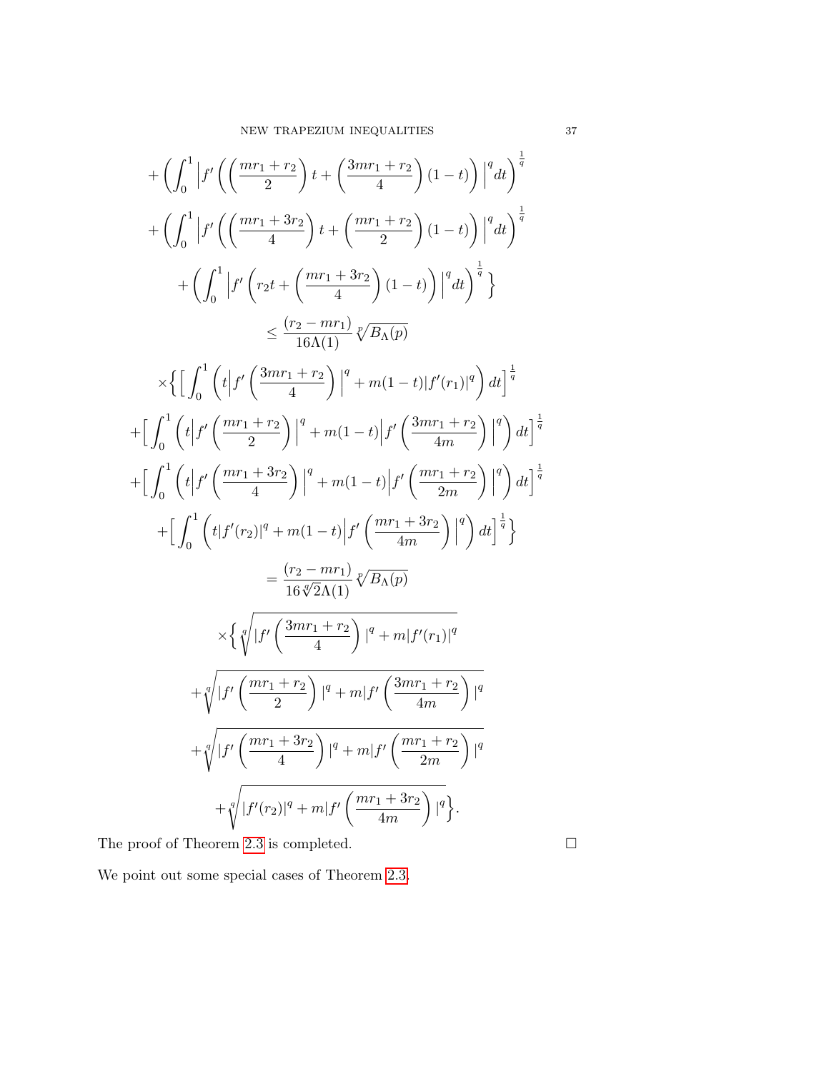$$
+\left(\int_0^1 \left|f'\left(\left(\frac{mr_1+r_2}{2}\right)t+\left(\frac{3mr_1+r_2}{4}\right)(1-t)\right)\right|^q dt\right)^{\frac{1}{q}}
$$

$$
+\left(\int_0^1 \left|f'\left(\left(\frac{mr_1+3r_2}{4}\right)t+\left(\frac{mr_1+r_2}{2}\right)(1-t)\right)\right|^q dt\right)^{\frac{1}{q}}
$$

$$
+\left(\int_0^1 \left|f'\left(r_2 t+\left(\frac{mr_1+3r_2}{4}\right)(1-t)\right)\right|^q dt\right)^{\frac{1}{q}}\Bigg\}
$$

$$
\leq \frac{(r_2-mr_1)}{16\Lambda(1)}\sqrt[p]{B_\Lambda(p)}
$$

$$
\times\Big\{\Big[\int_0^1 \left(t\left|f'\left(\frac{3mr_1+r_2}{4}\right)\right|^q+m(1-t)|f'(r_1)|^q\right)dt\Big]^{\frac{1}{q}}
$$

$$
+\Big[\int_0^1 \left(t\left|f'\left(\frac{mr_1+r_2}{2}\right)\right|^q+m(1-t)\left|f'\left(\frac{3mr_1+r_2}{4m}\right)\right|^q\right)dt\Big]^{\frac{1}{q}}
$$

$$
+\Big[\int_0^1 \left(t\left|f'\left(\frac{mr_1+3r_2}{4}\right)\right|^q+m(1-t)\left|f'\left(\frac{mr_1+r_2}{2m}\right)\right|^q\right)dt\Big]^{\frac{1}{q}}
$$

$$
+\Big[\int_0^1 \left(t|f'(r_2)|^q+m(1-t)\left|f'\left(\frac{mr_1+3r_2}{4m}\right)\right|^q\right)dt\Big]^{\frac{1}{q}}\Big\}
$$

$$
=\frac{(r_2-mr_1)}{16\sqrt[q]{2}\Lambda(1)}\sqrt[p]{B_\Lambda(p)}
$$

$$
\times\Big\{\sqrt[q]{|f'\left(\frac{3mr_1+r_2}{4}\right)|^q+m|f'(r_1)|^q}
$$

$$
+\sqrt[q]{|f'\left(\frac{mr_1+r_2}{2}\right)|^q+m|f'\left(\frac{3mr_1+r_2}{4m}\right)|^q}
$$

$$
+\sqrt[q]{|f'\left(\frac{mr_1+3r_2}{4}\right)|^q+m|f'\left(\frac{mr_1+r_2}{2m}\right)|^q}
$$

$$
+\sqrt[q]{|f'(r_2)|^q+m|f'\left(\frac{mr_1+3r_2}{4m}\right)|^q}\Big\}.
$$

The proof of Theorem 2.3 is completed. □

We point out some special cases of Theorem 2.3.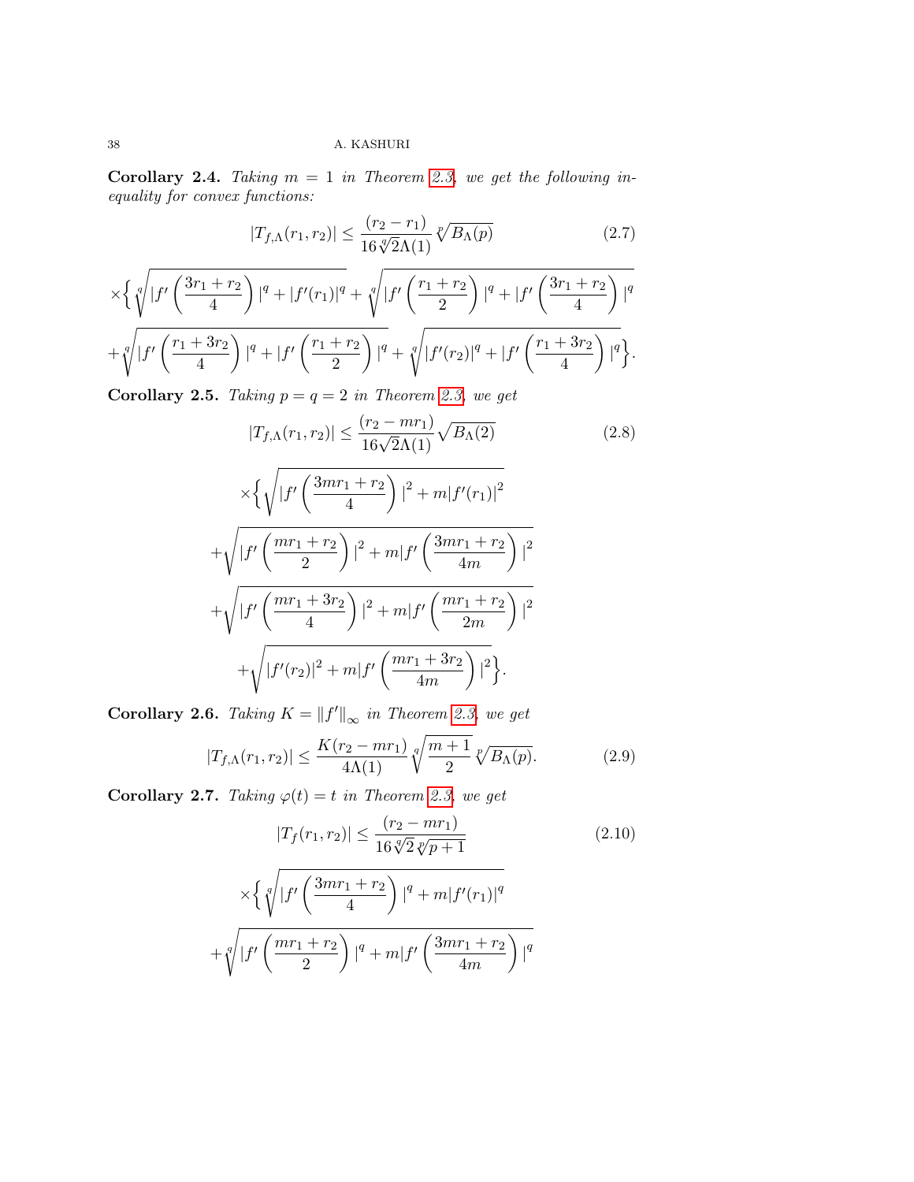**Corollary 2.4.** *Taking $m = 1$ in Theorem 2.3, we get the following inequality for convex functions:*

$$|T_{f,\Lambda}(r_1, r_2)| \leq \frac{(r_2 - r_1)}{16\sqrt[q]{2}\Lambda(1)} \sqrt[p]{B_\Lambda(p)} \tag{2.7}$$

$$\times\Big\{ \sqrt[q]{|f'\left(\frac{3r_1 + r_2}{4}\right)|^q + |f'(r_1)|^q} + \sqrt[q]{|f'\left(\frac{r_1 + r_2}{2}\right)|^q + |f'\left(\frac{3r_1 + r_2}{4}\right)|^q}$$

$$+ \sqrt[q]{|f'\left(\frac{r_1 + 3r_2}{4}\right)|^q + |f'\left(\frac{r_1 + r_2}{2}\right)|^q} + \sqrt[q]{|f'(r_2)|^q + |f'\left(\frac{r_1 + 3r_2}{4}\right)|^q}\Big\}.$$

**Corollary 2.5.** *Taking $p = q = 2$ in Theorem 2.3, we get*

$$|T_{f,\Lambda}(r_1, r_2)| \leq \frac{(r_2 - mr_1)}{16\sqrt{2}\Lambda(1)} \sqrt{B_\Lambda(2)} \tag{2.8}$$

$$\times\Big\{ \sqrt{|f'\left(\frac{3mr_1 + r_2}{4}\right)|^2 + m|f'(r_1)|^2}$$

$$+ \sqrt{|f'\left(\frac{mr_1 + r_2}{2}\right)|^2 + m|f'\left(\frac{3mr_1 + r_2}{4m}\right)|^2}$$

$$+ \sqrt{|f'\left(\frac{mr_1 + 3r_2}{4}\right)|^2 + m|f'\left(\frac{mr_1 + r_2}{2m}\right)|^2}$$

$$+ \sqrt{|f'(r_2)|^2 + m|f'\left(\frac{mr_1 + 3r_2}{4m}\right)|^2}\Big\}.$$

**Corollary 2.6.** *Taking $K = \|f'\|_\infty$ in Theorem 2.3, we get*

$$|T_{f,\Lambda}(r_1, r_2)| \leq \frac{K(r_2 - mr_1)}{4\Lambda(1)} \sqrt[q]{\frac{m+1}{2}} \sqrt[p]{B_\Lambda(p)}. \tag{2.9}$$

**Corollary 2.7.** *Taking $\varphi(t) = t$ in Theorem 2.3, we get*

$$|T_f(r_1, r_2)| \leq \frac{(r_2 - mr_1)}{16\sqrt[q]{2}\sqrt[p]{p+1}} \tag{2.10}$$

$$\times\Big\{ \sqrt[q]{|f'\left(\frac{3mr_1 + r_2}{4}\right)|^q + m|f'(r_1)|^q}$$

$$+ \sqrt[q]{|f'\left(\frac{mr_1 + r_2}{2}\right)|^q + m|f'\left(\frac{3mr_1 + r_2}{4m}\right)|^q}$$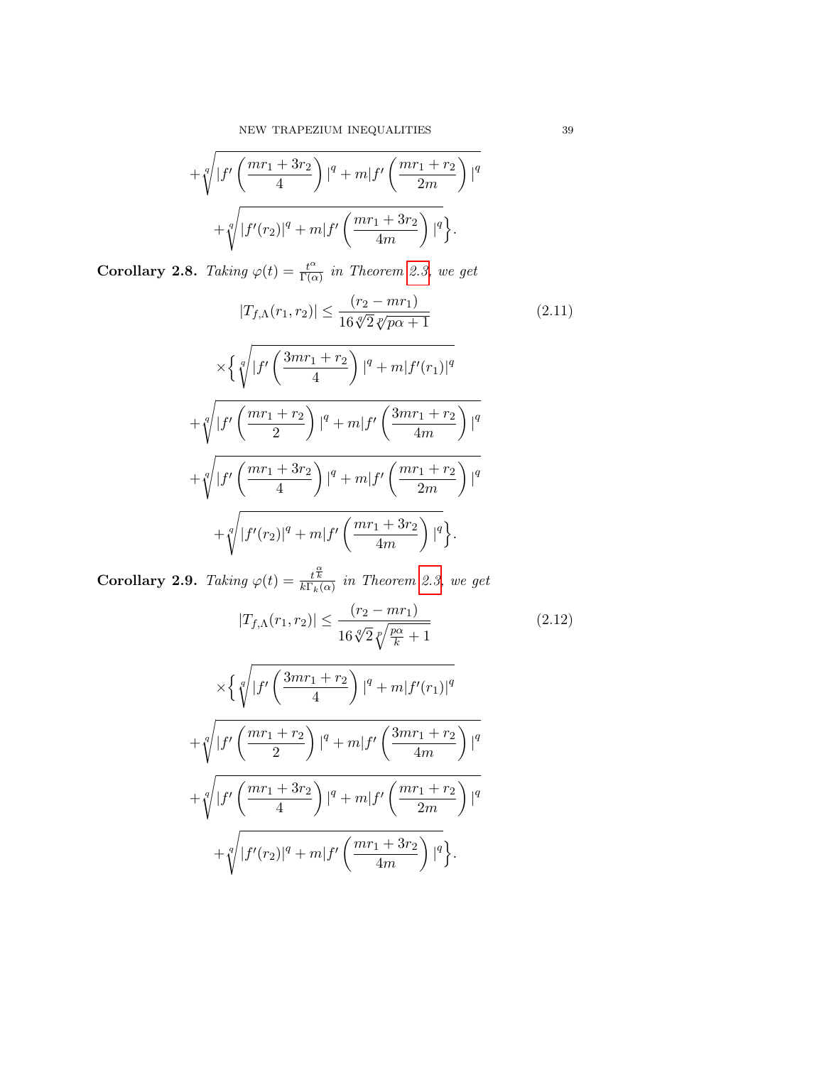$$+\sqrt[q]{|f'\left(\frac{mr_1+3r_2}{4}\right)|^q+m|f'\left(\frac{mr_1+r_2}{2m}\right)|^q}$$

$$+\sqrt[q]{|f'(r_2)|^q+m|f'\left(\frac{mr_1+3r_2}{4m}\right)|^q}\Big\}.$$

**Corollary 2.8.** *Taking $\varphi(t)=\frac{t^\alpha}{\Gamma(\alpha)}$ in Theorem 2.3, we get*

$$|T_{f,\Lambda}(r_1,r_2)|\leq\frac{(r_2-mr_1)}{16\sqrt[q]{2}\sqrt[p]{p\alpha+1}} \tag{2.11}$$

$$\times\Big\{\sqrt[q]{|f'\left(\frac{3mr_1+r_2}{4}\right)|^q+m|f'(r_1)|^q}$$

$$+\sqrt[q]{|f'\left(\frac{mr_1+r_2}{2}\right)|^q+m|f'\left(\frac{3mr_1+r_2}{4m}\right)|^q}$$

$$+\sqrt[q]{|f'\left(\frac{mr_1+3r_2}{4}\right)|^q+m|f'\left(\frac{mr_1+r_2}{2m}\right)|^q}$$

$$+\sqrt[q]{|f'(r_2)|^q+m|f'\left(\frac{mr_1+3r_2}{4m}\right)|^q}\Big\}.$$

**Corollary 2.9.** *Taking $\varphi(t)=\frac{t^{\frac{\alpha}{k}}}{k\Gamma_k(\alpha)}$ in Theorem 2.3, we get*

$$|T_{f,\Lambda}(r_1,r_2)|\leq\frac{(r_2-mr_1)}{16\sqrt[q]{2}\sqrt[p]{\frac{p\alpha}{k}+1}} \tag{2.12}$$

$$\times\Big\{\sqrt[q]{|f'\left(\frac{3mr_1+r_2}{4}\right)|^q+m|f'(r_1)|^q}$$

$$+\sqrt[q]{|f'\left(\frac{mr_1+r_2}{2}\right)|^q+m|f'\left(\frac{3mr_1+r_2}{4m}\right)|^q}$$

$$+\sqrt[q]{|f'\left(\frac{mr_1+3r_2}{4}\right)|^q+m|f'\left(\frac{mr_1+r_2}{2m}\right)|^q}$$

$$+\sqrt[q]{|f'(r_2)|^q+m|f'\left(\frac{mr_1+3r_2}{4m}\right)|^q}\Big\}.$$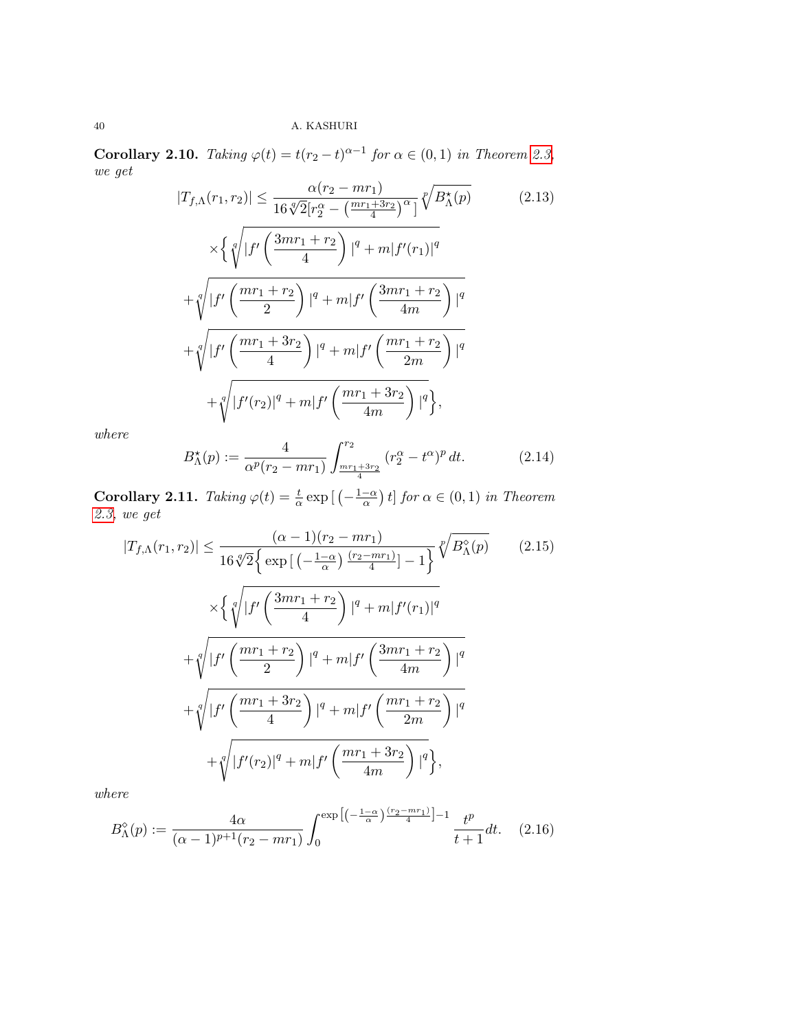**Corollary 2.10.** *Taking $\varphi(t) = t(r_2 - t)^{\alpha-1}$ for $\alpha \in (0,1)$ in Theorem 2.3, we get*

$$
\begin{aligned}
|T_{f,\Lambda}(r_1, r_2)| \leq & \frac{\alpha(r_2 - mr_1)}{16\sqrt[q]{2}[r_2^{\alpha} - \left(\frac{mr_1+3r_2}{4}\right)^{\alpha}]} \sqrt[p]{B_{\Lambda}^{\star}(p)} \\
& \times \Big\{ \sqrt[q]{|f'\left(\frac{3mr_1 + r_2}{4}\right)|^q + m|f'(r_1)|^q} \\
& + \sqrt[q]{|f'\left(\frac{mr_1 + r_2}{2}\right)|^q + m|f'\left(\frac{3mr_1 + r_2}{4m}\right)|^q} \\
& + \sqrt[q]{|f'\left(\frac{mr_1 + 3r_2}{4}\right)|^q + m|f'\left(\frac{mr_1 + r_2}{2m}\right)|^q} \\
& + \sqrt[q]{|f'(r_2)|^q + m|f'\left(\frac{mr_1 + 3r_2}{4m}\right)|^q} \Big\},
\end{aligned}
\tag{2.13}
$$

*where*

$$
B_{\Lambda}^{\star}(p) := \frac{4}{\alpha^p(r_2 - mr_1)} \int_{\frac{mr_1+3r_2}{4}}^{r_2} (r_2^{\alpha} - t^{\alpha})^p \, dt. \tag{2.14}
$$

**Corollary 2.11.** *Taking $\varphi(t) = \frac{t}{\alpha}\exp\left[\left(-\frac{1-\alpha}{\alpha}\right)t\right]$ for $\alpha \in (0,1)$ in Theorem 2.3, we get*

$$
\begin{aligned}
|T_{f,\Lambda}(r_1, r_2)| \leq & \frac{(\alpha - 1)(r_2 - mr_1)}{16\sqrt[q]{2}\Big\{\exp\left[\left(-\frac{1-\alpha}{\alpha}\right)\frac{(r_2-mr_1)}{4}\right] - 1\Big\}} \sqrt[p]{B_{\Lambda}^{\diamond}(p)} \\
& \times \Big\{ \sqrt[q]{|f'\left(\frac{3mr_1 + r_2}{4}\right)|^q + m|f'(r_1)|^q} \\
& + \sqrt[q]{|f'\left(\frac{mr_1 + r_2}{2}\right)|^q + m|f'\left(\frac{3mr_1 + r_2}{4m}\right)|^q} \\
& + \sqrt[q]{|f'\left(\frac{mr_1 + 3r_2}{4}\right)|^q + m|f'\left(\frac{mr_1 + r_2}{2m}\right)|^q} \\
& + \sqrt[q]{|f'(r_2)|^q + m|f'\left(\frac{mr_1 + 3r_2}{4m}\right)|^q} \Big\},
\end{aligned}
\tag{2.15}
$$

*where*

$$
B_{\Lambda}^{\diamond}(p) := \frac{4\alpha}{(\alpha-1)^{p+1}(r_2 - mr_1)} \int_0^{\exp\left[\left(-\frac{1-\alpha}{\alpha}\right)\frac{(r_2-mr_1)}{4}\right]-1} \frac{t^p}{t+1} dt. \tag{2.16}
$$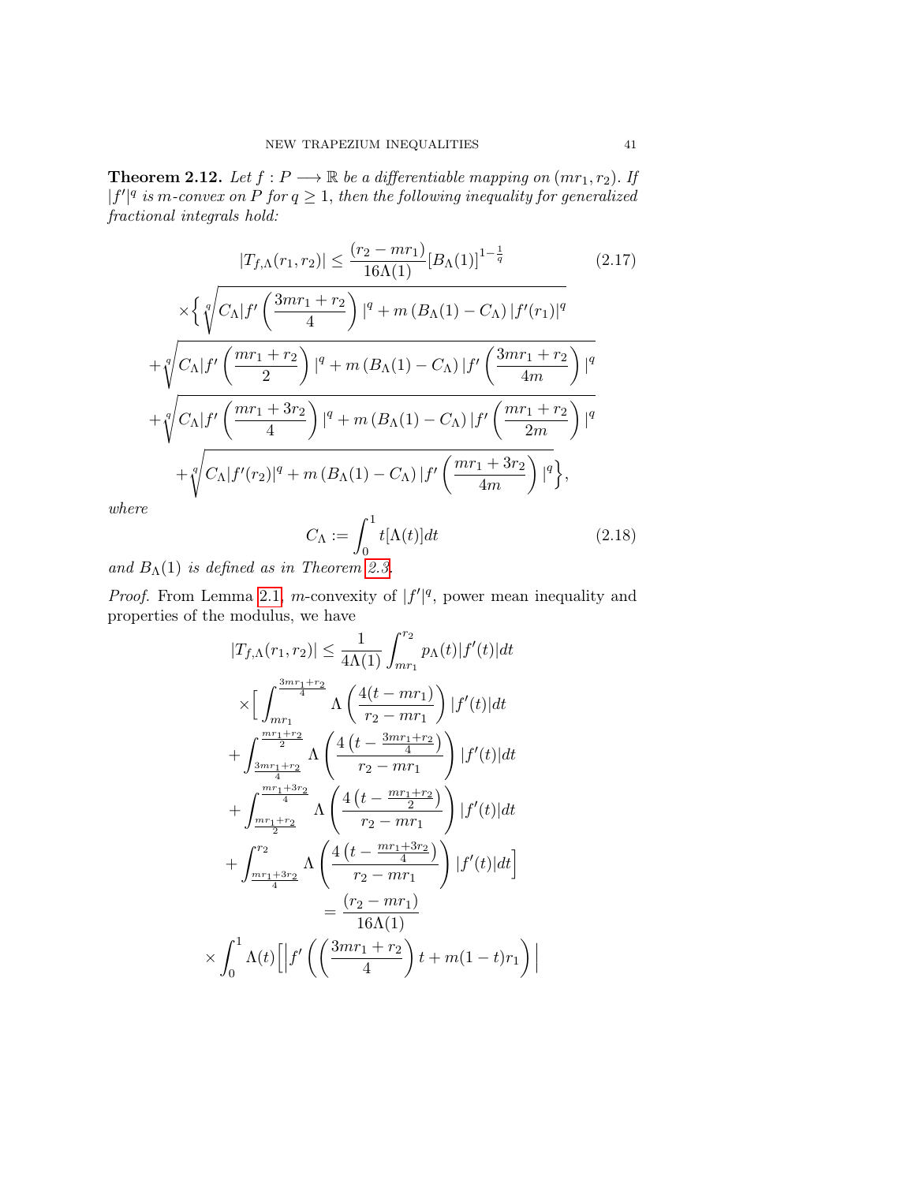**Theorem 2.12.** *Let $f : P \longrightarrow \mathbb{R}$ be a differentiable mapping on $(mr_1, r_2)$. If $|f'|^q$ is $m$-convex on $P$ for $q \geq 1$, then the following inequality for generalized fractional integrals hold:*

$$
\begin{aligned}
|T_{f,\Lambda}(r_1, r_2)| &\leq \frac{(r_2 - mr_1)}{16\Lambda(1)} [B_\Lambda(1)]^{1-\frac{1}{q}} \qquad (2.17) \\
\times \Big\{ &\sqrt[q]{C_\Lambda |f'\left(\frac{3mr_1 + r_2}{4}\right)|^q + m\left(B_\Lambda(1) - C_\Lambda\right) |f'(r_1)|^q} \\
+ &\sqrt[q]{C_\Lambda |f'\left(\frac{mr_1 + r_2}{2}\right)|^q + m\left(B_\Lambda(1) - C_\Lambda\right) |f'\left(\frac{3mr_1 + r_2}{4m}\right)|^q} \\
+ &\sqrt[q]{C_\Lambda |f'\left(\frac{mr_1 + 3r_2}{4}\right)|^q + m\left(B_\Lambda(1) - C_\Lambda\right) |f'\left(\frac{mr_1 + r_2}{2m}\right)|^q} \\
+ &\sqrt[q]{C_\Lambda |f'(r_2)|^q + m\left(B_\Lambda(1) - C_\Lambda\right) |f'\left(\frac{mr_1 + 3r_2}{4m}\right)|^q} \Big\},
\end{aligned}
$$

*where*

$$
C_\Lambda := \int_0^1 t[\Lambda(t)]dt \qquad (2.18)
$$

*and $B_\Lambda(1)$ is defined as in Theorem 2.3.*

*Proof.* From Lemma 2.1, $m$-convexity of $|f'|^q$, power mean inequality and properties of the modulus, we have

$$
\begin{aligned}
|T_{f,\Lambda}(r_1, r_2)| &\leq \frac{1}{4\Lambda(1)} \int_{mr_1}^{r_2} p_\Lambda(t) |f'(t)| dt \\
\times \Big[ &\int_{mr_1}^{\frac{3mr_1 + r_2}{4}} \Lambda\left(\frac{4(t - mr_1)}{r_2 - mr_1}\right) |f'(t)| dt \\
+ &\int_{\frac{3mr_1 + r_2}{4}}^{\frac{mr_1 + r_2}{2}} \Lambda\left(\frac{4\left(t - \frac{3mr_1 + r_2}{4}\right)}{r_2 - mr_1}\right) |f'(t)| dt \\
+ &\int_{\frac{mr_1 + r_2}{2}}^{\frac{mr_1 + 3r_2}{4}} \Lambda\left(\frac{4\left(t - \frac{mr_1 + r_2}{2}\right)}{r_2 - mr_1}\right) |f'(t)| dt \\
+ &\int_{\frac{mr_1 + 3r_2}{4}}^{r_2} \Lambda\left(\frac{4\left(t - \frac{mr_1 + 3r_2}{4}\right)}{r_2 - mr_1}\right) |f'(t)| dt \Big] \\
&= \frac{(r_2 - mr_1)}{16\Lambda(1)} \\
\times \int_0^1 \Lambda(t) \Big[ &\Big| f'\left(\left(\frac{3mr_1 + r_2}{4}\right) t + m(1 - t) r_1\right) \Big|
\end{aligned}
$$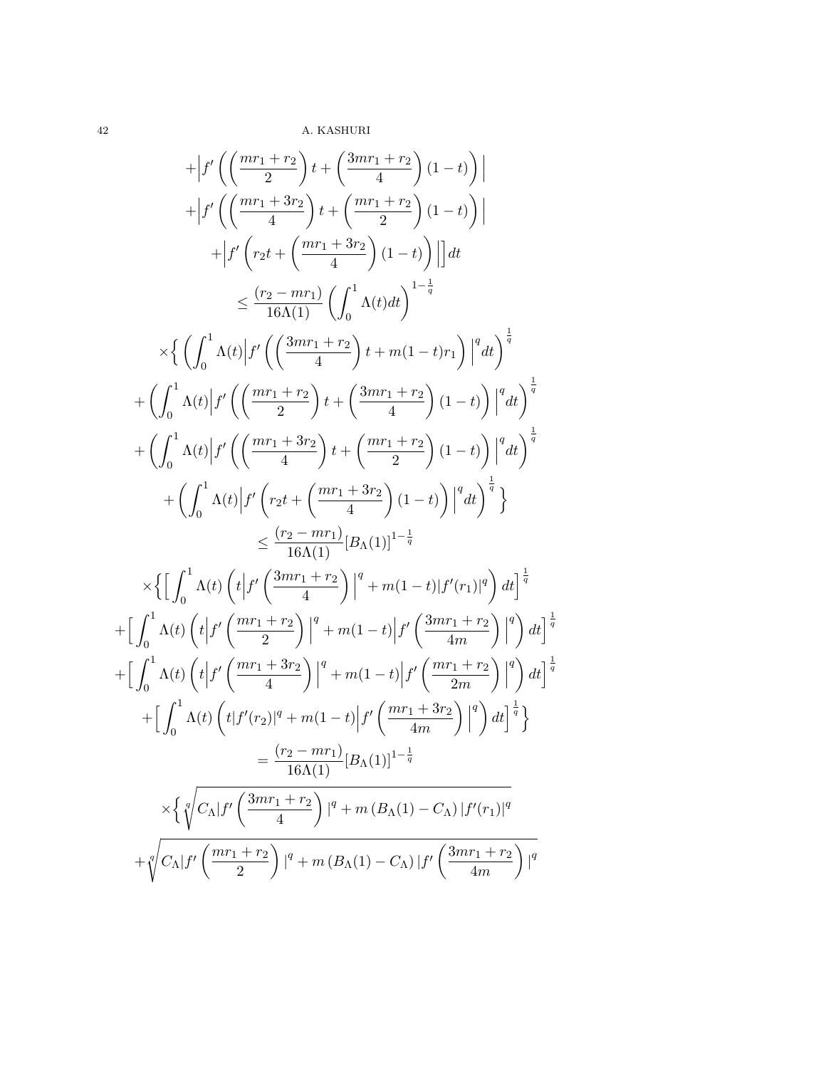$$
+\Big|f'\left(\left(\frac{mr_1+r_2}{2}\right)t+\left(\frac{3mr_1+r_2}{4}\right)(1-t)\right)\Big|
$$

$$
+\Big|f'\left(\left(\frac{mr_1+3r_2}{4}\right)t+\left(\frac{mr_1+r_2}{2}\right)(1-t)\right)\Big|
$$

$$
+\Big|f'\left(r_2t+\left(\frac{mr_1+3r_2}{4}\right)(1-t)\right)\Big|\Big]dt
$$

$$
\leq \frac{(r_2-mr_1)}{16\Lambda(1)}\left(\int_0^1\Lambda(t)dt\right)^{1-\frac{1}{q}}
$$

$$
\times\Big\{\left(\int_0^1\Lambda(t)\Big|f'\left(\left(\frac{3mr_1+r_2}{4}\right)t+m(1-t)r_1\right)\Big|^q dt\right)^{\frac{1}{q}}
$$

$$
+\left(\int_0^1\Lambda(t)\Big|f'\left(\left(\frac{mr_1+r_2}{2}\right)t+\left(\frac{3mr_1+r_2}{4}\right)(1-t)\right)\Big|^q dt\right)^{\frac{1}{q}}
$$

$$
+\left(\int_0^1\Lambda(t)\Big|f'\left(\left(\frac{mr_1+3r_2}{4}\right)t+\left(\frac{mr_1+r_2}{2}\right)(1-t)\right)\Big|^q dt\right)^{\frac{1}{q}}
$$

$$
+\left(\int_0^1\Lambda(t)\Big|f'\left(r_2t+\left(\frac{mr_1+3r_2}{4}\right)(1-t)\right)\Big|^q dt\right)^{\frac{1}{q}}\Big\}
$$

$$
\leq \frac{(r_2-mr_1)}{16\Lambda(1)}[B_\Lambda(1)]^{1-\frac{1}{q}}
$$

$$
\times\Big\{\Big[\int_0^1\Lambda(t)\left(t\Big|f'\left(\frac{3mr_1+r_2}{4}\right)\Big|^q+m(1-t)|f'(r_1)|^q\right)dt\Big]^{\frac{1}{q}}
$$

$$
+\Big[\int_0^1\Lambda(t)\left(t\Big|f'\left(\frac{mr_1+r_2}{2}\right)\Big|^q+m(1-t)\Big|f'\left(\frac{3mr_1+r_2}{4m}\right)\Big|^q\right)dt\Big]^{\frac{1}{q}}
$$

$$
+\Big[\int_0^1\Lambda(t)\left(t\Big|f'\left(\frac{mr_1+3r_2}{4}\right)\Big|^q+m(1-t)\Big|f'\left(\frac{mr_1+r_2}{2m}\right)\Big|^q\right)dt\Big]^{\frac{1}{q}}
$$

$$
+\Big[\int_0^1\Lambda(t)\left(t|f'(r_2)|^q+m(1-t)\Big|f'\left(\frac{mr_1+3r_2}{4m}\right)\Big|^q\right)dt\Big]^{\frac{1}{q}}\Big\}
$$

$$
=\frac{(r_2-mr_1)}{16\Lambda(1)}[B_\Lambda(1)]^{1-\frac{1}{q}}
$$

$$
\times\Big\{\sqrt[q]{C_\Lambda\Big|f'\left(\frac{3mr_1+r_2}{4}\right)\Big|^q+m\left(B_\Lambda(1)-C_\Lambda\right)|f'(r_1)|^q}
$$

$$
+\sqrt[q]{C_\Lambda\Big|f'\left(\frac{mr_1+r_2}{2}\right)\Big|^q+m\left(B_\Lambda(1)-C_\Lambda\right)\Big|f'\left(\frac{3mr_1+r_2}{4m}\right)\Big|^q}
$$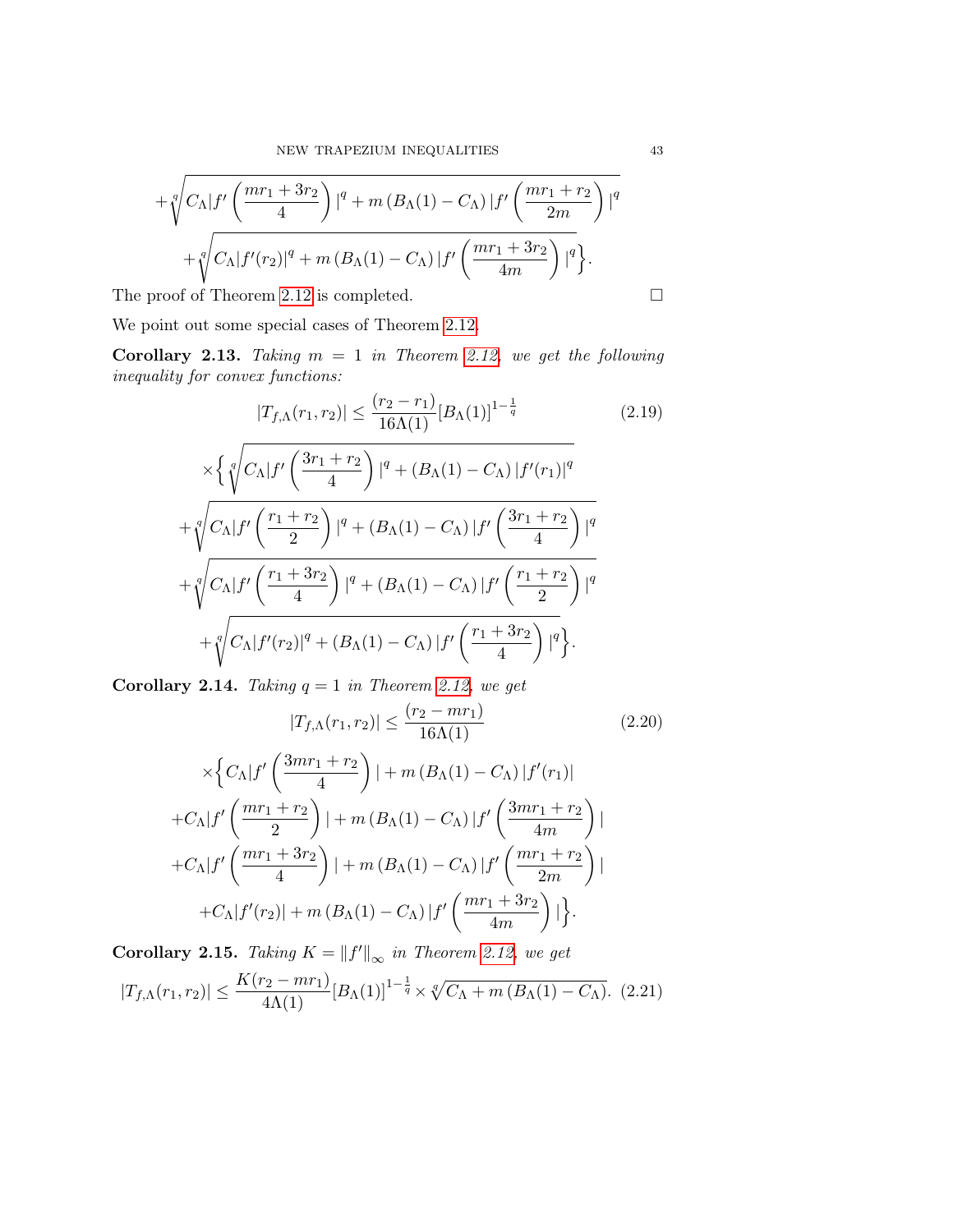$$+\sqrt[q]{C_\Lambda |f'\left(\frac{mr_1+3r_2}{4}\right)|^q + m\left(B_\Lambda(1)-C_\Lambda\right)|f'\left(\frac{mr_1+r_2}{2m}\right)|^q}$$

$$+\sqrt[q]{C_\Lambda |f'(r_2)|^q + m\left(B_\Lambda(1)-C_\Lambda\right)|f'\left(\frac{mr_1+3r_2}{4m}\right)|^q}\Big\}.$$

The proof of Theorem 2.12 is completed. $\square$

We point out some special cases of Theorem 2.12.

**Corollary 2.13.** *Taking $m=1$ in Theorem 2.12, we get the following inequality for convex functions:*

$$|T_{f,\Lambda}(r_1,r_2)| \leq \frac{(r_2-r_1)}{16\Lambda(1)}[B_\Lambda(1)]^{1-\frac{1}{q}} \tag{2.19}$$

$$\times\Big\{\sqrt[q]{C_\Lambda |f'\left(\frac{3r_1+r_2}{4}\right)|^q + \left(B_\Lambda(1)-C_\Lambda\right)|f'(r_1)|^q}$$

$$+\sqrt[q]{C_\Lambda |f'\left(\frac{r_1+r_2}{2}\right)|^q + \left(B_\Lambda(1)-C_\Lambda\right)|f'\left(\frac{3r_1+r_2}{4}\right)|^q}$$

$$+\sqrt[q]{C_\Lambda |f'\left(\frac{r_1+3r_2}{4}\right)|^q + \left(B_\Lambda(1)-C_\Lambda\right)|f'\left(\frac{r_1+r_2}{2}\right)|^q}$$

$$+\sqrt[q]{C_\Lambda |f'(r_2)|^q + \left(B_\Lambda(1)-C_\Lambda\right)|f'\left(\frac{r_1+3r_2}{4}\right)|^q}\Big\}.$$

**Corollary 2.14.** *Taking $q=1$ in Theorem 2.12, we get*

$$|T_{f,\Lambda}(r_1,r_2)| \leq \frac{(r_2-mr_1)}{16\Lambda(1)} \tag{2.20}$$

$$\times\Big\{C_\Lambda |f'\left(\frac{3mr_1+r_2}{4}\right)| + m\left(B_\Lambda(1)-C_\Lambda\right)|f'(r_1)|$$

$$+C_\Lambda |f'\left(\frac{mr_1+r_2}{2}\right)| + m\left(B_\Lambda(1)-C_\Lambda\right)|f'\left(\frac{3mr_1+r_2}{4m}\right)|$$

$$+C_\Lambda |f'\left(\frac{mr_1+3r_2}{4}\right)| + m\left(B_\Lambda(1)-C_\Lambda\right)|f'\left(\frac{mr_1+r_2}{2m}\right)|$$

$$+C_\Lambda |f'(r_2)| + m\left(B_\Lambda(1)-C_\Lambda\right)|f'\left(\frac{mr_1+3r_2}{4m}\right)|\Big\}.$$

**Corollary 2.15.** *Taking $K=\|f'\|_\infty$ in Theorem 2.12, we get*

$$|T_{f,\Lambda}(r_1,r_2)| \leq \frac{K(r_2-mr_1)}{4\Lambda(1)}[B_\Lambda(1)]^{1-\frac{1}{q}} \times \sqrt[q]{C_\Lambda + m\left(B_\Lambda(1)-C_\Lambda\right)}. \tag{2.21}$$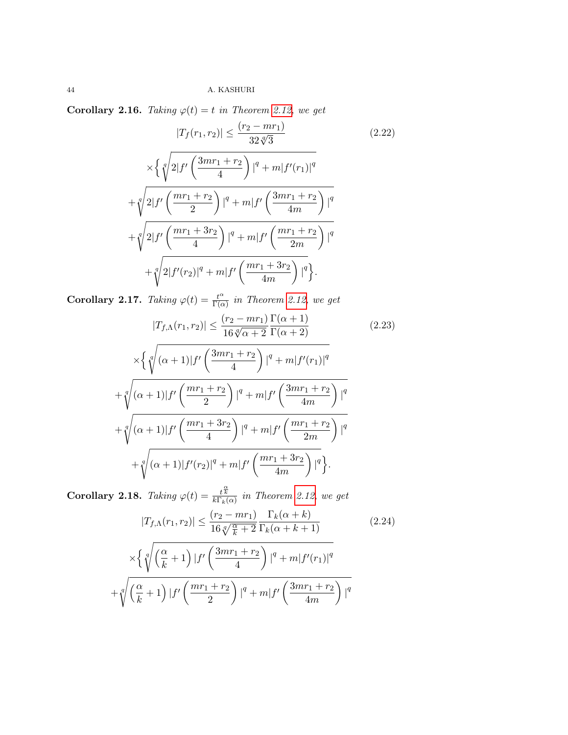**Corollary 2.16.** *Taking $\varphi(t) = t$ in Theorem 2.12, we get*

$$|T_f(r_1, r_2)| \leq \frac{(r_2 - mr_1)}{32\sqrt[q]{3}} \tag{2.22}$$
$$\times \Big\{ \sqrt[q]{2|f'\left(\frac{3mr_1 + r_2}{4}\right)|^q + m|f'(r_1)|^q}$$
$$+ \sqrt[q]{2|f'\left(\frac{mr_1 + r_2}{2}\right)|^q + m|f'\left(\frac{3mr_1 + r_2}{4m}\right)|^q}$$
$$+ \sqrt[q]{2|f'\left(\frac{mr_1 + 3r_2}{4}\right)|^q + m|f'\left(\frac{mr_1 + r_2}{2m}\right)|^q}$$
$$+ \sqrt[q]{2|f'(r_2)|^q + m|f'\left(\frac{mr_1 + 3r_2}{4m}\right)|^q}\Big\}.$$

**Corollary 2.17.** *Taking $\varphi(t) = \frac{t^\alpha}{\Gamma(\alpha)}$ in Theorem 2.12, we get*

$$|T_{f,\Lambda}(r_1, r_2)| \leq \frac{(r_2 - mr_1)}{16\sqrt[q]{\alpha + 2}} \frac{\Gamma(\alpha + 1)}{\Gamma(\alpha + 2)} \tag{2.23}$$
$$\times \Big\{ \sqrt[q]{(\alpha + 1)|f'\left(\frac{3mr_1 + r_2}{4}\right)|^q + m|f'(r_1)|^q}$$
$$+ \sqrt[q]{(\alpha + 1)|f'\left(\frac{mr_1 + r_2}{2}\right)|^q + m|f'\left(\frac{3mr_1 + r_2}{4m}\right)|^q}$$
$$+ \sqrt[q]{(\alpha + 1)|f'\left(\frac{mr_1 + 3r_2}{4}\right)|^q + m|f'\left(\frac{mr_1 + r_2}{2m}\right)|^q}$$
$$+ \sqrt[q]{(\alpha + 1)|f'(r_2)|^q + m|f'\left(\frac{mr_1 + 3r_2}{4m}\right)|^q}\Big\}.$$

**Corollary 2.18.** *Taking $\varphi(t) = \frac{t^{\frac{\alpha}{k}}}{k\Gamma_k(\alpha)}$ in Theorem 2.12, we get*

$$|T_{f,\Lambda}(r_1, r_2)| \leq \frac{(r_2 - mr_1)}{16\sqrt[q]{\frac{\alpha}{k} + 2}} \frac{\Gamma_k(\alpha + k)}{\Gamma_k(\alpha + k + 1)} \tag{2.24}$$
$$\times \Big\{ \sqrt[q]{\left(\frac{\alpha}{k} + 1\right)|f'\left(\frac{3mr_1 + r_2}{4}\right)|^q + m|f'(r_1)|^q}$$
$$+ \sqrt[q]{\left(\frac{\alpha}{k} + 1\right)|f'\left(\frac{mr_1 + r_2}{2}\right)|^q + m|f'\left(\frac{3mr_1 + r_2}{4m}\right)|^q}$$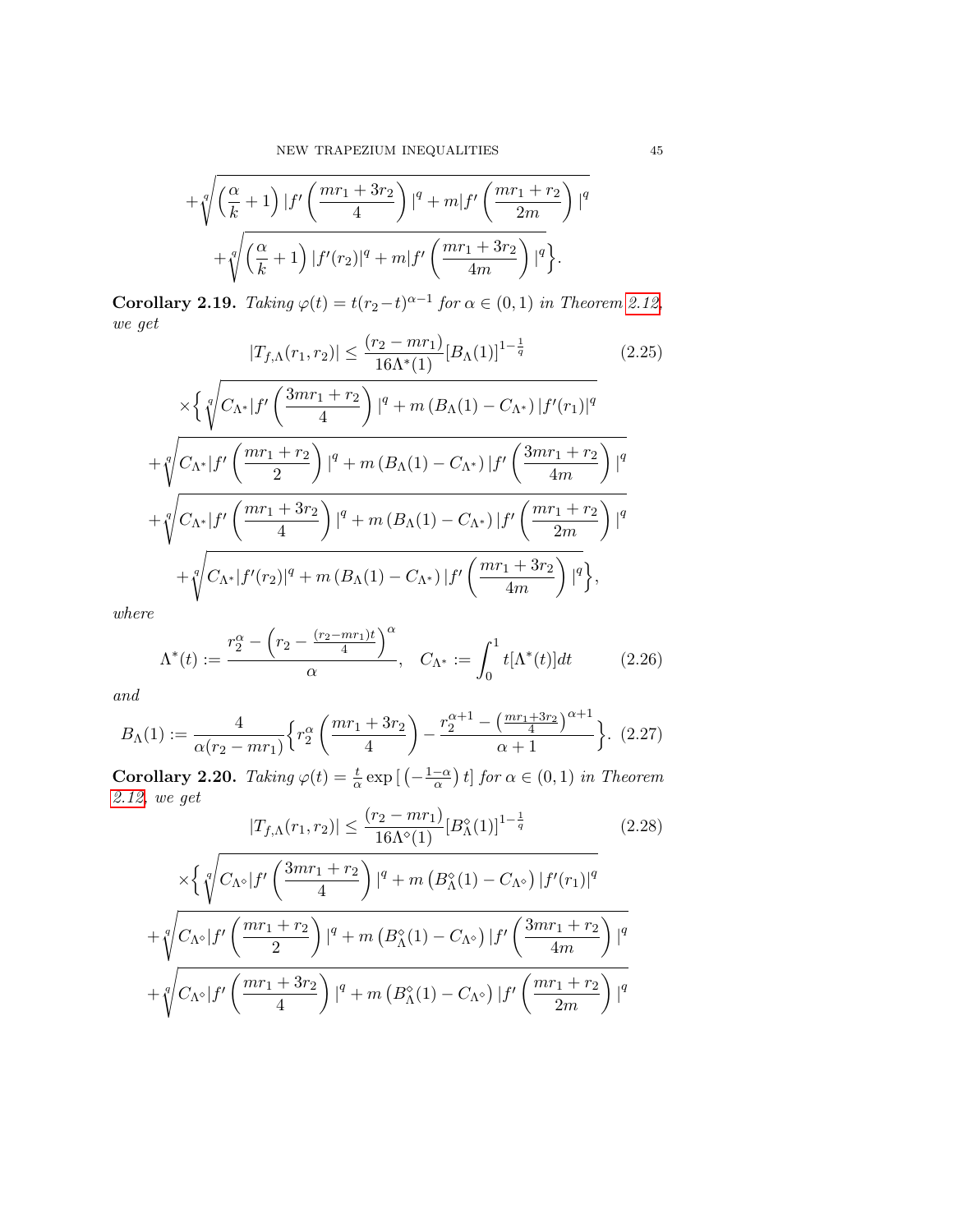$$+\sqrt[q]{\left(\frac{\alpha}{k}+1\right)|f'\left(\frac{mr_1+3r_2}{4}\right)|^q+m|f'\left(\frac{mr_1+r_2}{2m}\right)|^q}$$

$$+\sqrt[q]{\left(\frac{\alpha}{k}+1\right)|f'(r_2)|^q+m|f'\left(\frac{mr_1+3r_2}{4m}\right)|^q}\Big\}.$$

**Corollary 2.19.** *Taking $\varphi(t)=t(r_2-t)^{\alpha-1}$ for $\alpha\in(0,1)$ in Theorem 2.12, we get*

$$|T_{f,\Lambda}(r_1,r_2)|\leq\frac{(r_2-mr_1)}{16\Lambda^*(1)}[B_\Lambda(1)]^{1-\frac{1}{q}} \tag{2.25}$$

$$\times\Big\{\sqrt[q]{C_{\Lambda^*}|f'\left(\frac{3mr_1+r_2}{4}\right)|^q+m\left(B_\Lambda(1)-C_{\Lambda^*}\right)|f'(r_1)|^q}$$

$$+\sqrt[q]{C_{\Lambda^*}|f'\left(\frac{mr_1+r_2}{2}\right)|^q+m\left(B_\Lambda(1)-C_{\Lambda^*}\right)|f'\left(\frac{3mr_1+r_2}{4m}\right)|^q}$$

$$+\sqrt[q]{C_{\Lambda^*}|f'\left(\frac{mr_1+3r_2}{4}\right)|^q+m\left(B_\Lambda(1)-C_{\Lambda^*}\right)|f'\left(\frac{mr_1+r_2}{2m}\right)|^q}$$

$$+\sqrt[q]{C_{\Lambda^*}|f'(r_2)|^q+m\left(B_\Lambda(1)-C_{\Lambda^*}\right)|f'\left(\frac{mr_1+3r_2}{4m}\right)|^q}\Big\},$$

*where*

$$\Lambda^*(t):=\frac{r_2^\alpha-\left(r_2-\frac{(r_2-mr_1)t}{4}\right)^\alpha}{\alpha},\quad C_{\Lambda^*}:=\int_0^1 t[\Lambda^*(t)]dt \tag{2.26}$$

*and*

$$B_\Lambda(1):=\frac{4}{\alpha(r_2-mr_1)}\Big\{r_2^\alpha\left(\frac{mr_1+3r_2}{4}\right)-\frac{r_2^{\alpha+1}-\left(\frac{mr_1+3r_2}{4}\right)^{\alpha+1}}{\alpha+1}\Big\}. \tag{2.27}$$

**Corollary 2.20.** *Taking $\varphi(t)=\frac{t}{\alpha}\exp\left[\left(-\frac{1-\alpha}{\alpha}\right)t\right]$ for $\alpha\in(0,1)$ in Theorem 2.12, we get*

$$|T_{f,\Lambda}(r_1,r_2)|\leq\frac{(r_2-mr_1)}{16\Lambda^\diamond(1)}[B_\Lambda^\diamond(1)]^{1-\frac{1}{q}} \tag{2.28}$$

$$\times\Big\{\sqrt[q]{C_{\Lambda^\diamond}|f'\left(\frac{3mr_1+r_2}{4}\right)|^q+m\left(B_\Lambda^\diamond(1)-C_{\Lambda^\diamond}\right)|f'(r_1)|^q}$$

$$+\sqrt[q]{C_{\Lambda^\diamond}|f'\left(\frac{mr_1+r_2}{2}\right)|^q+m\left(B_\Lambda^\diamond(1)-C_{\Lambda^\diamond}\right)|f'\left(\frac{3mr_1+r_2}{4m}\right)|^q}$$

$$+\sqrt[q]{C_{\Lambda^\diamond}|f'\left(\frac{mr_1+3r_2}{4}\right)|^q+m\left(B_\Lambda^\diamond(1)-C_{\Lambda^\diamond}\right)|f'\left(\frac{mr_1+r_2}{2m}\right)|^q}$$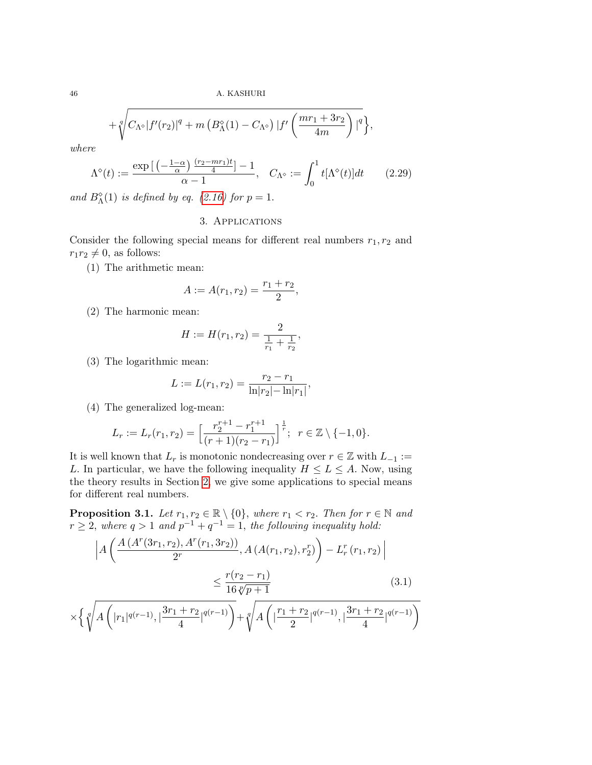$$+\sqrt[q]{C_{\Lambda^\diamond}|f'(r_2)|^q + m\left(B_\Lambda^\diamond(1) - C_{\Lambda^\diamond}\right)|f'\left(\frac{mr_1+3r_2}{4m}\right)|^q}\Big\},$$

*where*

$$\Lambda^\diamond(t) := \frac{\exp\left[\left(-\frac{1-\alpha}{\alpha}\right)\frac{(r_2-mr_1)t}{4}\right]-1}{\alpha-1}, \quad C_{\Lambda^\diamond} := \int_0^1 t[\Lambda^\diamond(t)]dt \tag{2.29}$$

*and* $B_\Lambda^\diamond(1)$ *is defined by eq. (2.16) for* $p=1$.

## 3. Applications

Consider the following special means for different real numbers $r_1, r_2$ and $r_1 r_2 \neq 0$, as follows:

(1) The arithmetic mean:

$$A := A(r_1, r_2) = \frac{r_1+r_2}{2},$$

(2) The harmonic mean:

$$H := H(r_1, r_2) = \frac{2}{\frac{1}{r_1}+\frac{1}{r_2}},$$

(3) The logarithmic mean:

$$L := L(r_1, r_2) = \frac{r_2-r_1}{\ln|r_2| - \ln|r_1|},$$

(4) The generalized log-mean:

$$L_r := L_r(r_1, r_2) = \left[\frac{r_2^{r+1}-r_1^{r+1}}{(r+1)(r_2-r_1)}\right]^{\frac{1}{r}}; \quad r \in \mathbb{Z}\setminus\{-1, 0\}.$$

It is well known that $L_r$ is monotonic nondecreasing over $r \in \mathbb{Z}$ with $L_{-1} := L$. In particular, we have the following inequality $H \leq L \leq A$. Now, using the theory results in Section 2, we give some applications to special means for different real numbers.

**Proposition 3.1.** *Let* $r_1, r_2 \in \mathbb{R}\setminus\{0\}$, *where* $r_1 < r_2$. *Then for* $r \in \mathbb{N}$ *and* $r \geq 2$, *where* $q > 1$ *and* $p^{-1}+q^{-1} = 1$, *the following inequality hold:*

$$\left|A\left(\frac{A\left(A^r(3r_1, r_2), A^r(r_1, 3r_2)\right)}{2^r}, A\left(A(r_1, r_2), r_2^r\right)\right) - L_r^r(r_1, r_2)\right|$$

$$\leq \frac{r(r_2-r_1)}{16\sqrt[p]{p+1}} \tag{3.1}$$

$$\times\left\{\sqrt[q]{A\left(|r_1|^{q(r-1)}, \left|\frac{3r_1+r_2}{4}\right|^{q(r-1)}\right)} + \sqrt[q]{A\left(\left|\frac{r_1+r_2}{2}\right|^{q(r-1)}, \left|\frac{3r_1+r_2}{4}\right|^{q(r-1)}\right)}\right.$$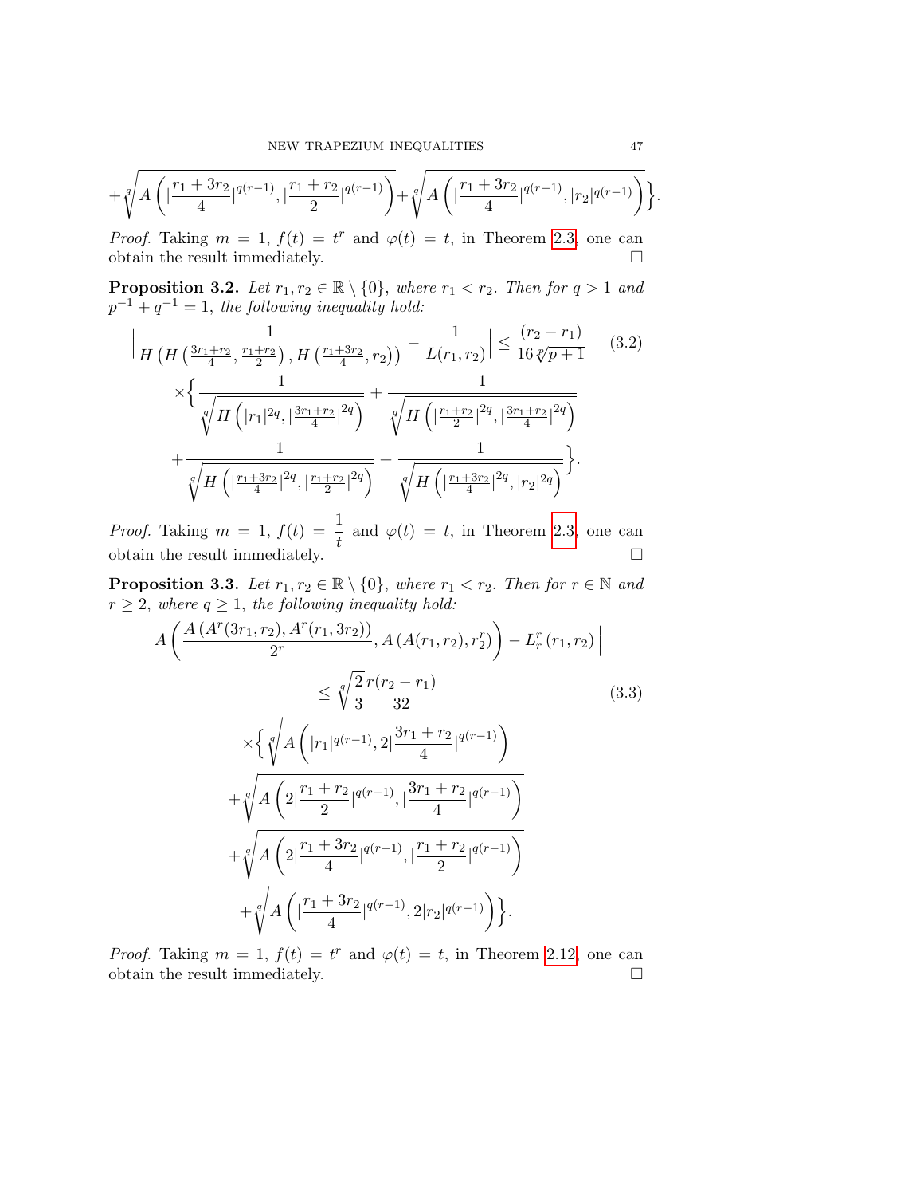$$+\sqrt[q]{A\left(|\frac{r_1+3r_2}{4}|^{q(r-1)},|\frac{r_1+r_2}{2}|^{q(r-1)}\right)}+\sqrt[q]{A\left(|\frac{r_1+3r_2}{4}|^{q(r-1)},|r_2|^{q(r-1)}\right)}\Big\}.$$

*Proof.* Taking $m=1$, $f(t)=t^r$ and $\varphi(t)=t$, in Theorem 2.3, one can obtain the result immediately. □

**Proposition 3.2.** *Let $r_1, r_2 \in \mathbb{R}\setminus\{0\}$, where $r_1<r_2$. Then for $q>1$ and $p^{-1}+q^{-1}=1$, the following inequality hold:*

$$\Big|\frac{1}{H\left(H\left(\frac{3r_1+r_2}{4},\frac{r_1+r_2}{2}\right),H\left(\frac{r_1+3r_2}{4},r_2\right)\right)}-\frac{1}{L(r_1,r_2)}\Big|\le\frac{(r_2-r_1)}{16\sqrt[p]{p+1}} \tag{3.2}$$
$$\times\Big\{\frac{1}{\sqrt[q]{H\left(|r_1|^{2q},|\frac{3r_1+r_2}{4}|^{2q}\right)}}+\frac{1}{\sqrt[q]{H\left(|\frac{r_1+r_2}{2}|^{2q},|\frac{3r_1+r_2}{4}|^{2q}\right)}}$$
$$+\frac{1}{\sqrt[q]{H\left(|\frac{r_1+3r_2}{4}|^{2q},|\frac{r_1+r_2}{2}|^{2q}\right)}}+\frac{1}{\sqrt[q]{H\left(|\frac{r_1+3r_2}{4}|^{2q},|r_2|^{2q}\right)}}\Big\}.$$

*Proof.* Taking $m=1$, $f(t)=\dfrac{1}{t}$ and $\varphi(t)=t$, in Theorem 2.3, one can obtain the result immediately. □

**Proposition 3.3.** *Let $r_1, r_2 \in \mathbb{R}\setminus\{0\}$, where $r_1<r_2$. Then for $r\in\mathbb{N}$ and $r\ge 2$, where $q\ge 1$, the following inequality hold:*

$$\Big|A\left(\frac{A\left(A^r(3r_1,r_2),A^r(r_1,3r_2)\right)}{2^r},A\left(A(r_1,r_2),r_2^r\right)\right)-L_r^r(r_1,r_2)\Big|$$
$$\le\sqrt[q]{\frac{2}{3}}\frac{r(r_2-r_1)}{32} \tag{3.3}$$
$$\times\Big\{\sqrt[q]{A\left(|r_1|^{q(r-1)},2|\frac{3r_1+r_2}{4}|^{q(r-1)}\right)}$$
$$+\sqrt[q]{A\left(2|\frac{r_1+r_2}{2}|^{q(r-1)},|\frac{3r_1+r_2}{4}|^{q(r-1)}\right)}$$
$$+\sqrt[q]{A\left(2|\frac{r_1+3r_2}{4}|^{q(r-1)},|\frac{r_1+r_2}{2}|^{q(r-1)}\right)}$$
$$+\sqrt[q]{A\left(|\frac{r_1+3r_2}{4}|^{q(r-1)},2|r_2|^{q(r-1)}\right)}\Big\}.$$

*Proof.* Taking $m=1$, $f(t)=t^r$ and $\varphi(t)=t$, in Theorem 2.12, one can obtain the result immediately. □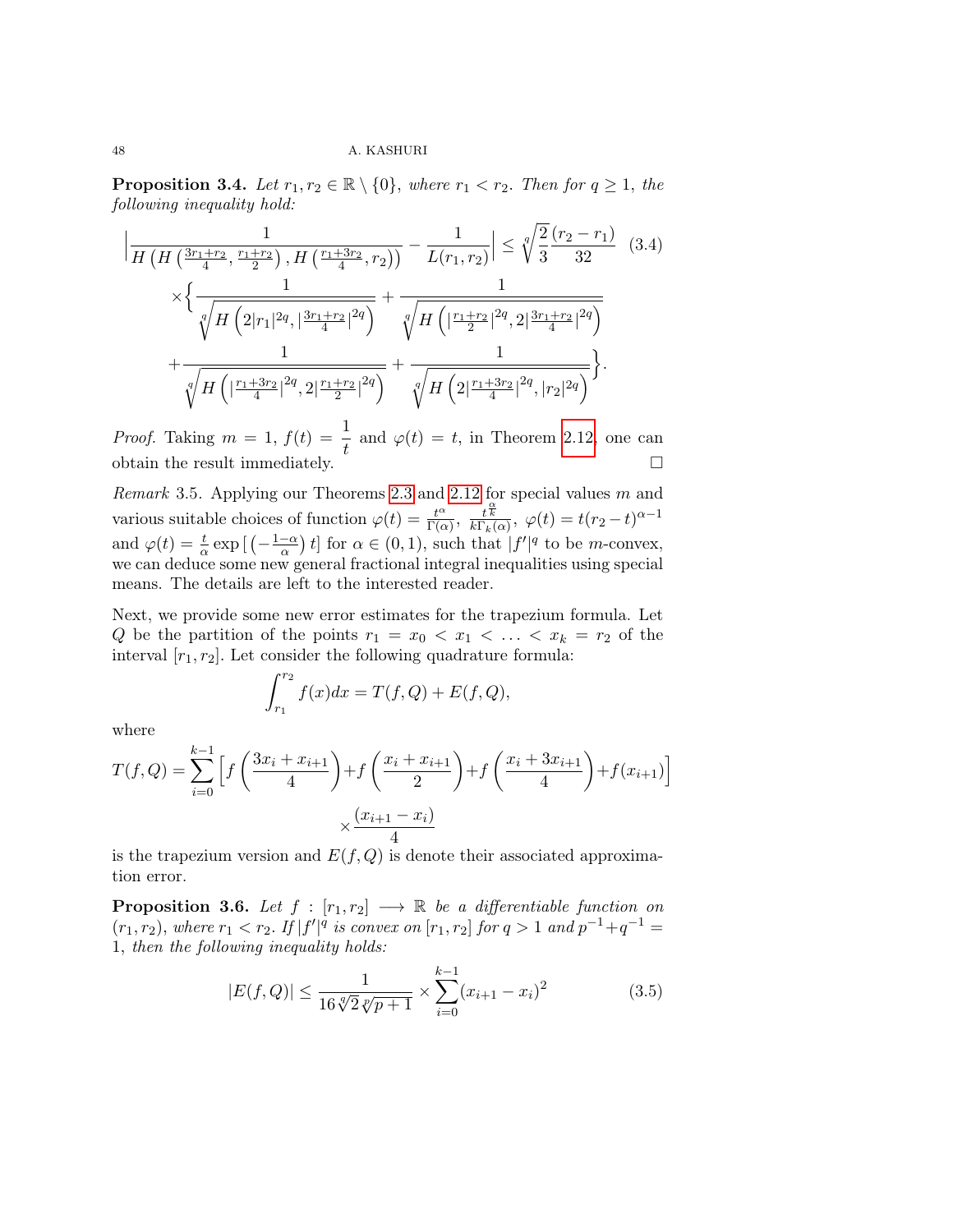**Proposition 3.4.** *Let $r_1, r_2 \in \mathbb{R} \setminus \{0\}$, where $r_1 < r_2$. Then for $q \geq 1$, the following inequality hold:*

$$\Big|\frac{1}{H\left(H\left(\frac{3r_1+r_2}{4}, \frac{r_1+r_2}{2}\right), H\left(\frac{r_1+3r_2}{4}, r_2\right)\right)} - \frac{1}{L(r_1, r_2)}\Big| \leq \sqrt[q]{\frac{2}{3}} \frac{(r_2 - r_1)}{32} \tag{3.4}$$
$$\times \Big\{ \frac{1}{\sqrt[q]{H\left(2|r_1|^{2q}, |\frac{3r_1+r_2}{4}|^{2q}\right)}} + \frac{1}{\sqrt[q]{H\left(|\frac{r_1+r_2}{2}|^{2q}, 2|\frac{3r_1+r_2}{4}|^{2q}\right)}}$$
$$+ \frac{1}{\sqrt[q]{H\left(|\frac{r_1+3r_2}{4}|^{2q}, 2|\frac{r_1+r_2}{2}|^{2q}\right)}} + \frac{1}{\sqrt[q]{H\left(2|\frac{r_1+3r_2}{4}|^{2q}, |r_2|^{2q}\right)}} \Big\}.$$

*Proof.* Taking $m = 1$, $f(t) = \dfrac{1}{t}$ and $\varphi(t) = t$, in Theorem 2.12, one can obtain the result immediately. $\square$

*Remark* 3.5. Applying our Theorems 2.3 and 2.12 for special values $m$ and various suitable choices of function $\varphi(t) = \frac{t^\alpha}{\Gamma(\alpha)}$, $\frac{t^{\frac{\alpha}{k}}}{k\Gamma_k(\alpha)}$, $\varphi(t) = t(r_2 - t)^{\alpha-1}$ and $\varphi(t) = \frac{t}{\alpha} \exp\left[\left(-\frac{1-\alpha}{\alpha}\right) t\right]$ for $\alpha \in (0, 1)$, such that $|f'|^q$ to be $m$-convex, we can deduce some new general fractional integral inequalities using special means. The details are left to the interested reader.

Next, we provide some new error estimates for the trapezium formula. Let $Q$ be the partition of the points $r_1 = x_0 < x_1 < \ldots < x_k = r_2$ of the interval $[r_1, r_2]$. Let consider the following quadrature formula:

$$\int_{r_1}^{r_2} f(x)dx = T(f, Q) + E(f, Q),$$

where

$$T(f, Q) = \sum_{i=0}^{k-1} \Big[ f\left(\frac{3x_i + x_{i+1}}{4}\right) + f\left(\frac{x_i + x_{i+1}}{2}\right) + f\left(\frac{x_i + 3x_{i+1}}{4}\right) + f(x_{i+1}) \Big] \times \frac{(x_{i+1} - x_i)}{4}$$

is the trapezium version and $E(f, Q)$ is denote their associated approximation error.

**Proposition 3.6.** *Let $f : [r_1, r_2] \longrightarrow \mathbb{R}$ be a differentiable function on $(r_1, r_2)$, where $r_1 < r_2$. If $|f'|^q$ is convex on $[r_1, r_2]$ for $q > 1$ and $p^{-1} + q^{-1} = 1$, then the following inequality holds:*

$$|E(f, Q)| \leq \frac{1}{16\sqrt[q]{2}\sqrt[p]{p+1}} \times \sum_{i=0}^{k-1} (x_{i+1} - x_i)^2 \tag{3.5}$$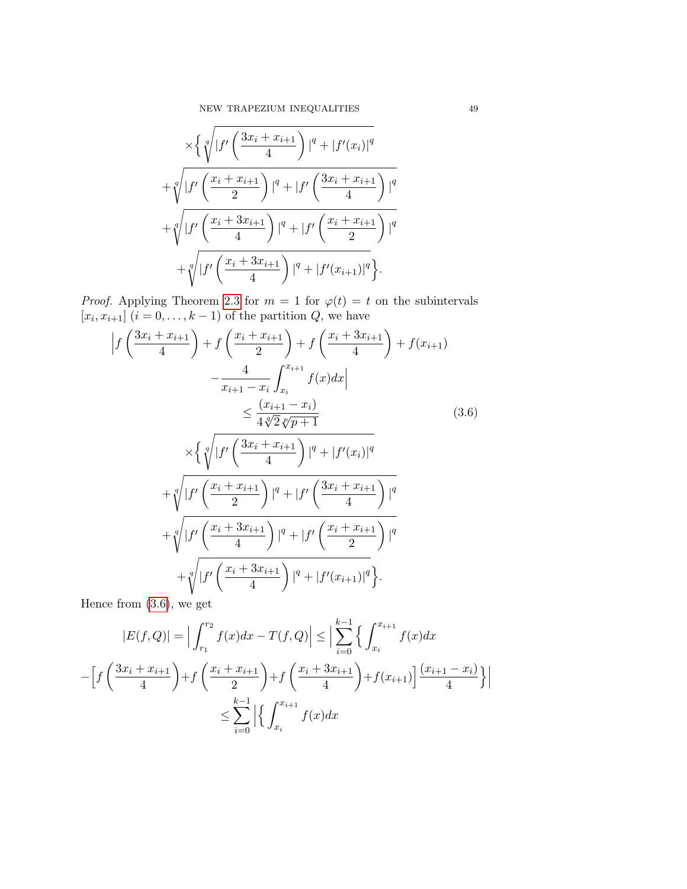$$\times\Big\{ \sqrt[q]{|f'\left(\frac{3x_i+x_{i+1}}{4}\right)|^q+|f'(x_i)|^q}$$

$$+\sqrt[q]{|f'\left(\frac{x_i+x_{i+1}}{2}\right)|^q+|f'\left(\frac{3x_i+x_{i+1}}{4}\right)|^q}$$

$$+\sqrt[q]{|f'\left(\frac{x_i+3x_{i+1}}{4}\right)|^q+|f'\left(\frac{x_i+x_{i+1}}{2}\right)|^q}$$

$$+\sqrt[q]{|f'\left(\frac{x_i+3x_{i+1}}{4}\right)|^q+|f'(x_{i+1})|^q}\Big\}.$$

*Proof.* Applying Theorem 2.3 for $m = 1$ for $\varphi(t) = t$ on the subintervals $[x_i, x_{i+1}]$ $(i = 0, \dots, k-1)$ of the partition $Q$, we have

$$\Big|f\left(\frac{3x_i+x_{i+1}}{4}\right)+f\left(\frac{x_i+x_{i+1}}{2}\right)+f\left(\frac{x_i+3x_{i+1}}{4}\right)+f(x_{i+1})$$

$$-\frac{4}{x_{i+1}-x_i}\int_{x_i}^{x_{i+1}}f(x)dx\Big|$$

$$\leq \frac{(x_{i+1}-x_i)}{4\sqrt[q]{2}\sqrt[p]{p+1}} \tag{3.6}$$

$$\times\Big\{ \sqrt[q]{|f'\left(\frac{3x_i+x_{i+1}}{4}\right)|^q+|f'(x_i)|^q}$$

$$+\sqrt[q]{|f'\left(\frac{x_i+x_{i+1}}{2}\right)|^q+|f'\left(\frac{3x_i+x_{i+1}}{4}\right)|^q}$$

$$+\sqrt[q]{|f'\left(\frac{x_i+3x_{i+1}}{4}\right)|^q+|f'\left(\frac{x_i+x_{i+1}}{2}\right)|^q}$$

$$+\sqrt[q]{|f'\left(\frac{x_i+3x_{i+1}}{4}\right)|^q+|f'(x_{i+1})|^q}\Big\}.$$

Hence from (3.6), we get

$$|E(f,Q)| = \Big|\int_{r_1}^{r_2}f(x)dx - T(f,Q)\Big| \leq \Big|\sum_{i=0}^{k-1}\Big\{\int_{x_i}^{x_{i+1}}f(x)dx$$

$$-\Big[f\left(\frac{3x_i+x_{i+1}}{4}\right)+f\left(\frac{x_i+x_{i+1}}{2}\right)+f\left(\frac{x_i+3x_{i+1}}{4}\right)+f(x_{i+1})\Big]\frac{(x_{i+1}-x_i)}{4}\Big\}\Big|$$

$$\leq \sum_{i=0}^{k-1}\Big|\Big\{\int_{x_i}^{x_{i+1}}f(x)dx$$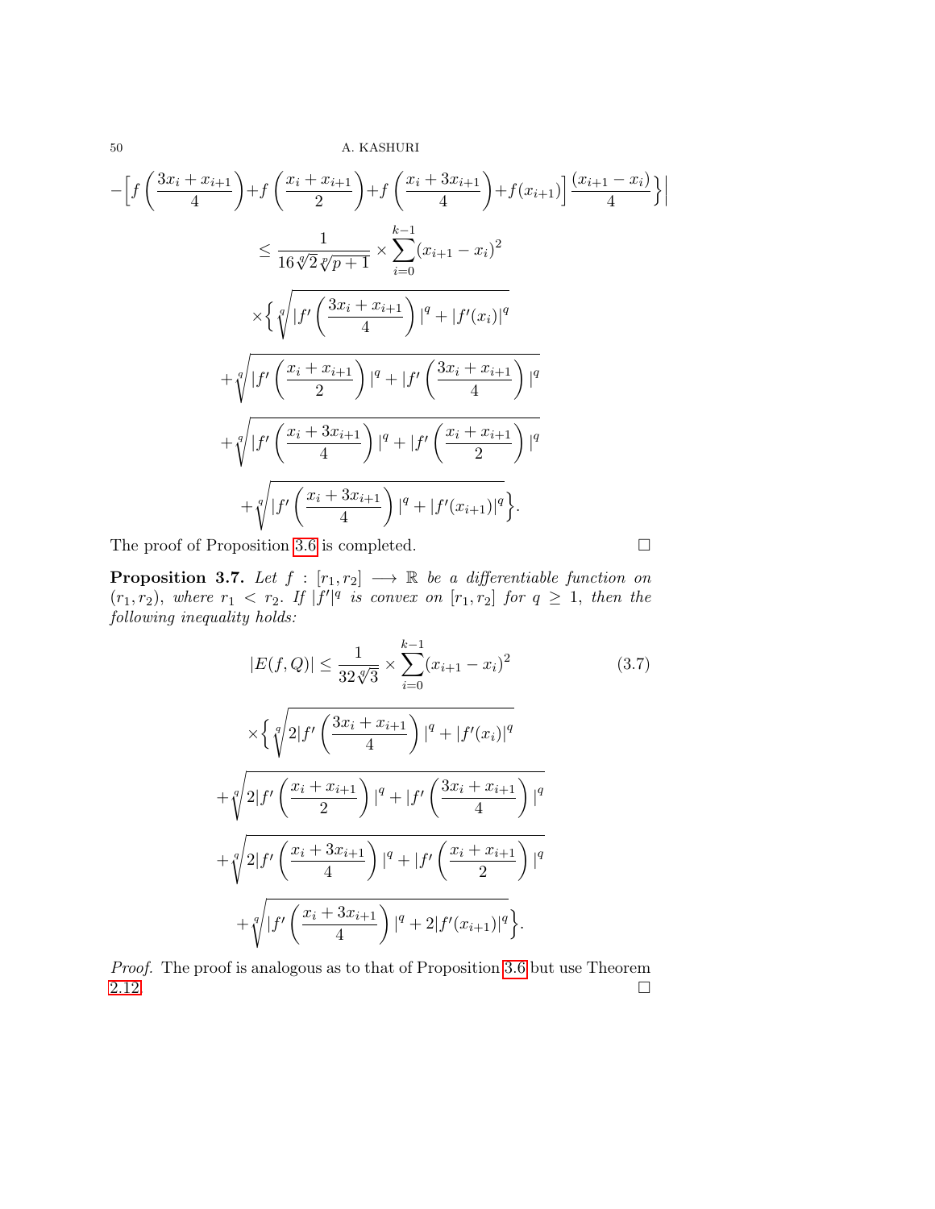$$
-\Big[f\left(\frac{3x_i+x_{i+1}}{4}\right)+f\left(\frac{x_i+x_{i+1}}{2}\right)+f\left(\frac{x_i+3x_{i+1}}{4}\right)+f(x_{i+1})\Big]\frac{(x_{i+1}-x_i)}{4}\Big\}\Big|
$$

$$
\leq \frac{1}{16\sqrt[q]{2}\sqrt[p]{p+1}} \times \sum_{i=0}^{k-1}(x_{i+1}-x_i)^2
$$

$$
\times\Big\{\sqrt[q]{|f'\left(\frac{3x_i+x_{i+1}}{4}\right)|^q+|f'(x_i)|^q}
$$

$$
+\sqrt[q]{|f'\left(\frac{x_i+x_{i+1}}{2}\right)|^q+|f'\left(\frac{3x_i+x_{i+1}}{4}\right)|^q}
$$

$$
+\sqrt[q]{|f'\left(\frac{x_i+3x_{i+1}}{4}\right)|^q+|f'\left(\frac{x_i+x_{i+1}}{2}\right)|^q}
$$

$$
+\sqrt[q]{|f'\left(\frac{x_i+3x_{i+1}}{4}\right)|^q+|f'(x_{i+1})|^q}\Big\}.
$$

The proof of Proposition 3.6 is completed. □

**Proposition 3.7.** *Let $f:[r_1,r_2]\longrightarrow\mathbb{R}$ be a differentiable function on $(r_1,r_2)$, where $r_1<r_2$. If $|f'|^q$ is convex on $[r_1,r_2]$ for $q\geq 1$, then the following inequality holds:*

$$
|E(f,Q)| \leq \frac{1}{32\sqrt[q]{3}} \times \sum_{i=0}^{k-1}(x_{i+1}-x_i)^2 \tag{3.7}
$$

$$
\times\Big\{\sqrt[q]{2|f'\left(\frac{3x_i+x_{i+1}}{4}\right)|^q+|f'(x_i)|^q}
$$

$$
+\sqrt[q]{2|f'\left(\frac{x_i+x_{i+1}}{2}\right)|^q+|f'\left(\frac{3x_i+x_{i+1}}{4}\right)|^q}
$$

$$
+\sqrt[q]{2|f'\left(\frac{x_i+3x_{i+1}}{4}\right)|^q+|f'\left(\frac{x_i+x_{i+1}}{2}\right)|^q}
$$

$$
+\sqrt[q]{|f'\left(\frac{x_i+3x_{i+1}}{4}\right)|^q+2|f'(x_{i+1})|^q}\Big\}.
$$

*Proof.* The proof is analogous as to that of Proposition 3.6 but use Theorem 2.12. □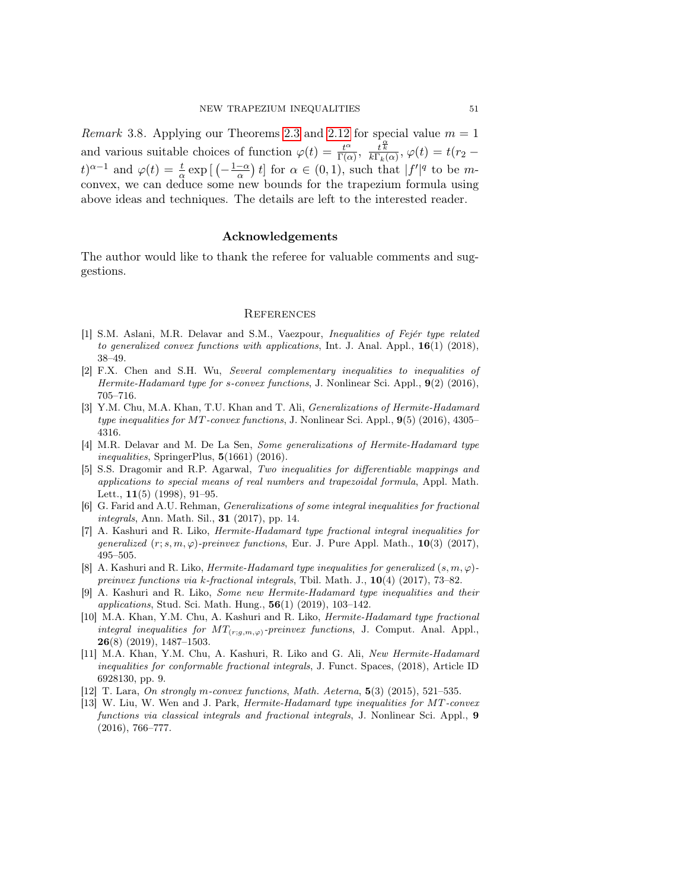*Remark* 3.8. Applying our Theorems 2.3 and 2.12 for special value $m = 1$ and various suitable choices of function $\varphi(t) = \frac{t^{\alpha}}{\Gamma(\alpha)}$, $\frac{t^{\frac{\alpha}{k}}}{k\Gamma_k(\alpha)}$, $\varphi(t) = t(r_2 - t)^{\alpha-1}$ and $\varphi(t) = \frac{t}{\alpha}\exp\left[\left(-\frac{1-\alpha}{\alpha}\right)t\right]$ for $\alpha \in (0,1)$, such that $|f'|^q$ to be $m$-convex, we can deduce some new bounds for the trapezium formula using above ideas and techniques. The details are left to the interested reader.

## Acknowledgements

The author would like to thank the referee for valuable comments and suggestions.

## References

[1] S.M. Aslani, M.R. Delavar and S.M., Vaezpour, *Inequalities of Fejér type related to generalized convex functions with applications*, Int. J. Anal. Appl., **16**(1) (2018), 38–49.

[2] F.X. Chen and S.H. Wu, *Several complementary inequalities to inequalities of Hermite-Hadamard type for s-convex functions*, J. Nonlinear Sci. Appl., **9**(2) (2016), 705–716.

[3] Y.M. Chu, M.A. Khan, T.U. Khan and T. Ali, *Generalizations of Hermite-Hadamard type inequalities for MT-convex functions*, J. Nonlinear Sci. Appl., **9**(5) (2016), 4305–4316.

[4] M.R. Delavar and M. De La Sen, *Some generalizations of Hermite-Hadamard type inequalities*, SpringerPlus, **5**(1661) (2016).

[5] S.S. Dragomir and R.P. Agarwal, *Two inequalities for differentiable mappings and applications to special means of real numbers and trapezoidal formula*, Appl. Math. Lett., **11**(5) (1998), 91–95.

[6] G. Farid and A.U. Rehman, *Generalizations of some integral inequalities for fractional integrals*, Ann. Math. Sil., **31** (2017), pp. 14.

[7] A. Kashuri and R. Liko, *Hermite-Hadamard type fractional integral inequalities for generalized $(r; s, m, \varphi)$-preinvex functions*, Eur. J. Pure Appl. Math., **10**(3) (2017), 495–505.

[8] A. Kashuri and R. Liko, *Hermite-Hadamard type inequalities for generalized $(s, m, \varphi)$-preinvex functions via k-fractional integrals*, Tbil. Math. J., **10**(4) (2017), 73–82.

[9] A. Kashuri and R. Liko, *Some new Hermite-Hadamard type inequalities and their applications*, Stud. Sci. Math. Hung., **56**(1) (2019), 103–142.

[10] M.A. Khan, Y.M. Chu, A. Kashuri and R. Liko, *Hermite-Hadamard type fractional integral inequalities for $MT_{(r;g,m,\varphi)}$-preinvex functions*, J. Comput. Anal. Appl., **26**(8) (2019), 1487–1503.

[11] M.A. Khan, Y.M. Chu, A. Kashuri, R. Liko and G. Ali, *New Hermite-Hadamard inequalities for conformable fractional integrals*, J. Funct. Spaces, (2018), Article ID 6928130, pp. 9.

[12] T. Lara, *On strongly m-convex functions*, *Math. Aeterna*, **5**(3) (2015), 521–535.

[13] W. Liu, W. Wen and J. Park, *Hermite-Hadamard type inequalities for MT-convex functions via classical integrals and fractional integrals*, J. Nonlinear Sci. Appl., **9** (2016), 766–777.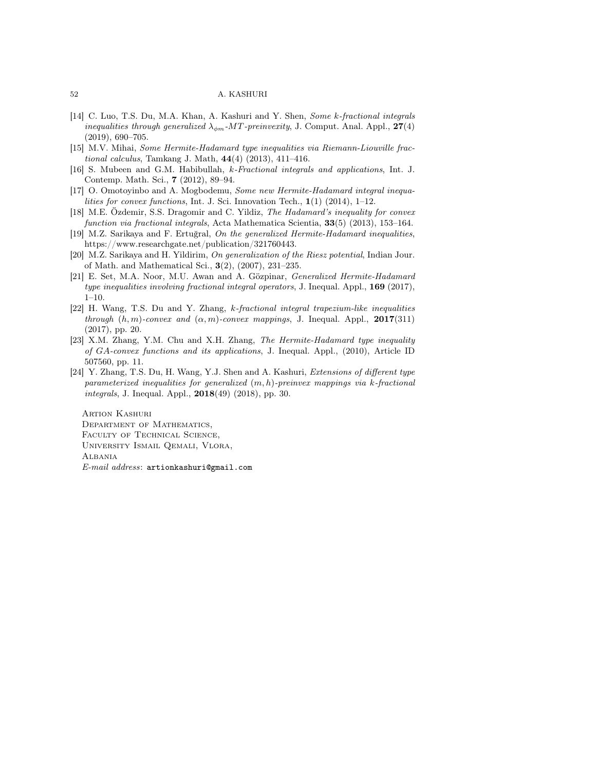[14] C. Luo, T.S. Du, M.A. Khan, A. Kashuri and Y. Shen, *Some k-fractional integrals inequalities through generalized $\lambda_{\phi m}$-MT-preinvexity*, J. Comput. Anal. Appl., **27**(4) (2019), 690–705.

[15] M.V. Mihai, *Some Hermite-Hadamard type inequalities via Riemann-Liouville fractional calculus*, Tamkang J. Math, **44**(4) (2013), 411–416.

[16] S. Mubeen and G.M. Habibullah, *k-Fractional integrals and applications*, Int. J. Contemp. Math. Sci., **7** (2012), 89–94.

[17] O. Omotoyinbo and A. Mogbodemu, *Some new Hermite-Hadamard integral inequalities for convex functions*, Int. J. Sci. Innovation Tech., **1**(1) (2014), 1–12.

[18] M.E. Özdemir, S.S. Dragomir and C. Yildiz, *The Hadamard's inequality for convex function via fractional integrals*, Acta Mathematica Scientia, **33**(5) (2013), 153–164.

[19] M.Z. Sarikaya and F. Ertuğral, *On the generalized Hermite-Hadamard inequalities*, https://www.researchgate.net/publication/321760443.

[20] M.Z. Sarikaya and H. Yildirim, *On generalization of the Riesz potential*, Indian Jour. of Math. and Mathematical Sci., **3**(2), (2007), 231–235.

[21] E. Set, M.A. Noor, M.U. Awan and A. Gözpinar, *Generalized Hermite-Hadamard type inequalities involving fractional integral operators*, J. Inequal. Appl., **169** (2017), 1–10.

[22] H. Wang, T.S. Du and Y. Zhang, *k-fractional integral trapezium-like inequalities through $(h, m)$-convex and $(\alpha, m)$-convex mappings*, J. Inequal. Appl., **2017**(311) (2017), pp. 20.

[23] X.M. Zhang, Y.M. Chu and X.H. Zhang, *The Hermite-Hadamard type inequality of GA-convex functions and its applications*, J. Inequal. Appl., (2010), Article ID 507560, pp. 11.

[24] Y. Zhang, T.S. Du, H. Wang, Y.J. Shen and A. Kashuri, *Extensions of different type parameterized inequalities for generalized $(m, h)$-preinvex mappings via k-fractional integrals*, J. Inequal. Appl., **2018**(49) (2018), pp. 30.

Artion Kashuri
Department of Mathematics,
Faculty of Technical Science,
University Ismail Qemali, Vlora,
Albania
*E-mail address*: artionkashuri@gmail.com